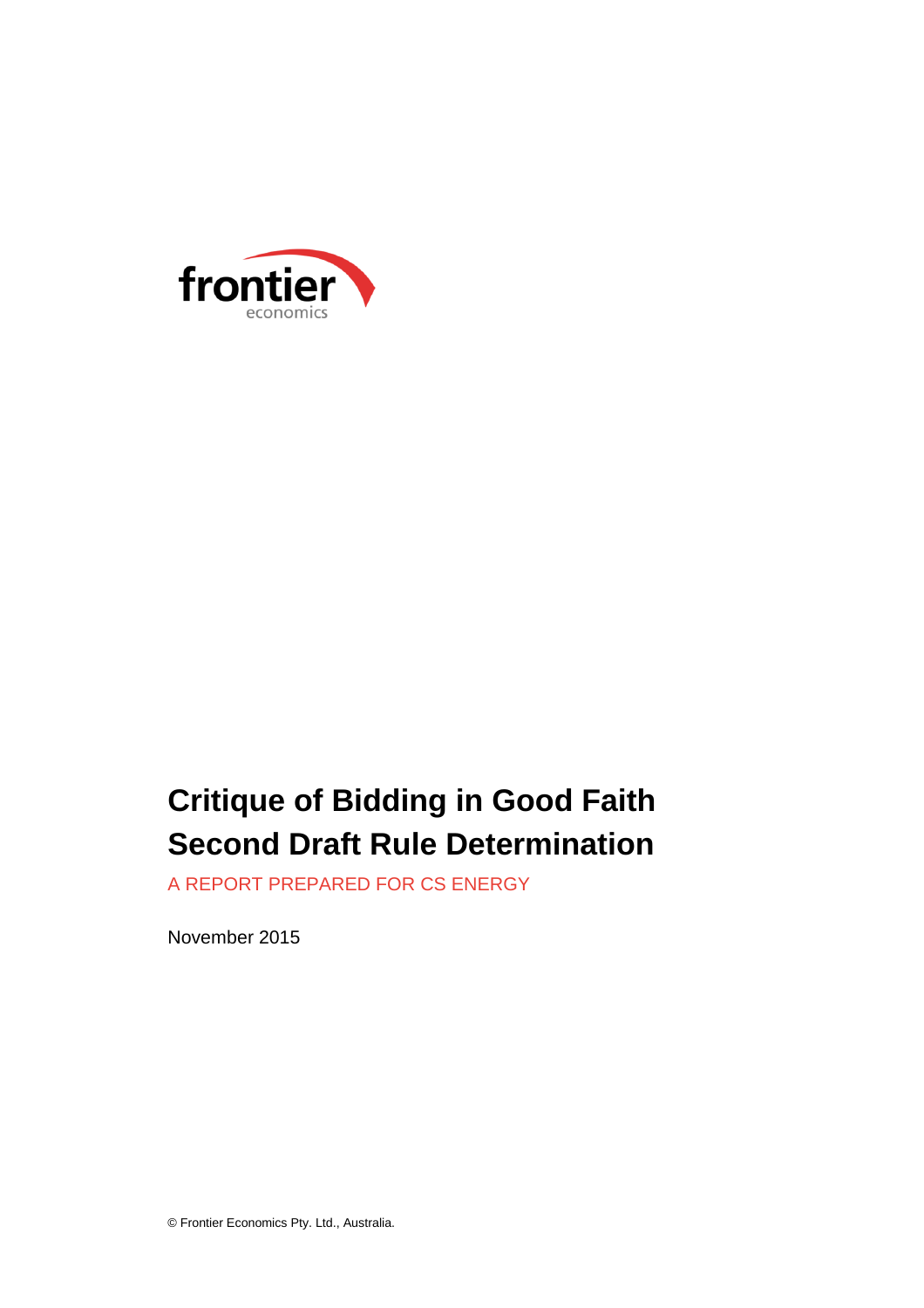frontier economics

# Critique of Bidding in Good Faith Second Draft Rule Determination

A REPORT PREPARED FOR CS ENERGY

November 2015

© Frontier Economics Pty. Ltd., Australia.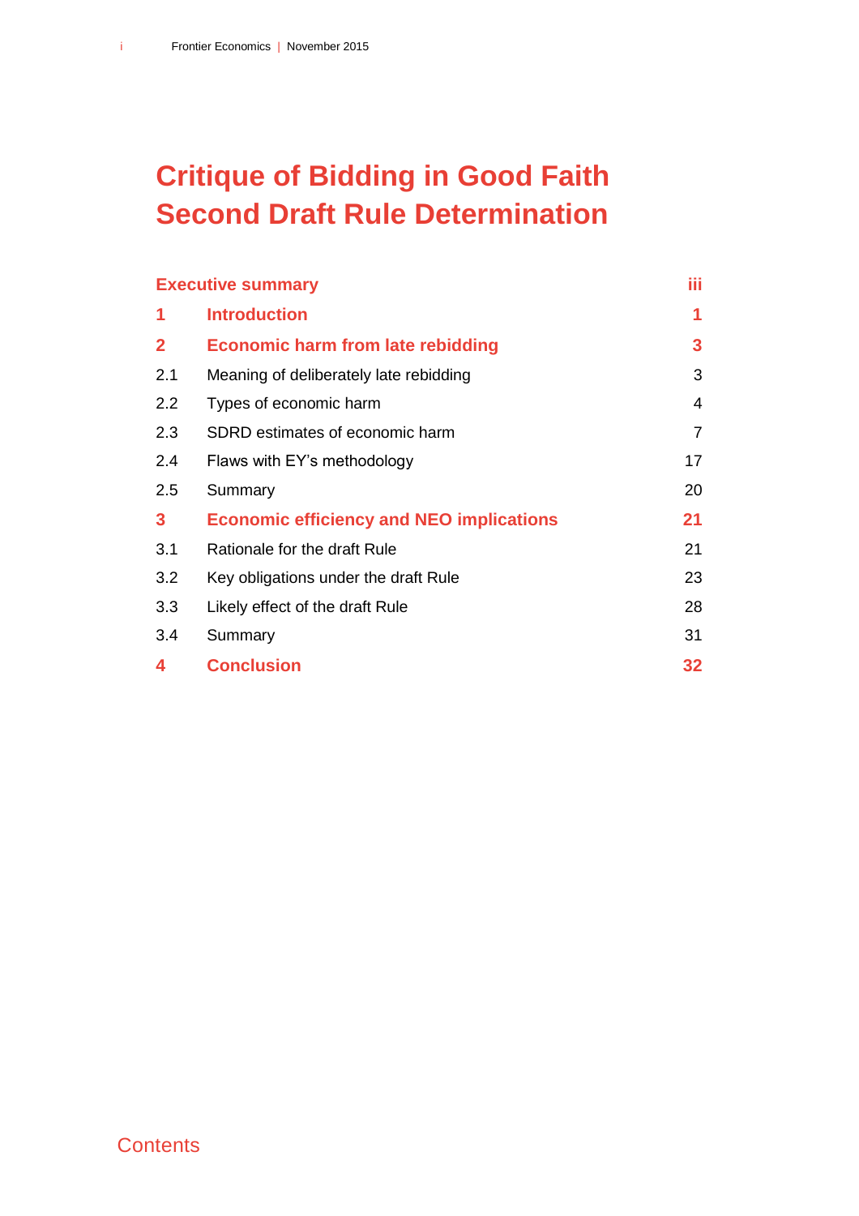# Critique of Bidding in Good Faith Second Draft Rule Determination

## Contents

| | | |
|---|---|---|
| **Executive summary** | | **iii** |
| **1** | **Introduction** | **1** |
| **2** | **Economic harm from late rebidding** | **3** |
| 2.1 | Meaning of deliberately late rebidding | 3 |
| 2.2 | Types of economic harm | 4 |
| 2.3 | SDRD estimates of economic harm | 7 |
| 2.4 | Flaws with EY's methodology | 17 |
| 2.5 | Summary | 20 |
| **3** | **Economic efficiency and NEO implications** | **21** |
| 3.1 | Rationale for the draft Rule | 21 |
| 3.2 | Key obligations under the draft Rule | 23 |
| 3.3 | Likely effect of the draft Rule | 28 |
| 3.4 | Summary | 31 |
| **4** | **Conclusion** | **32** |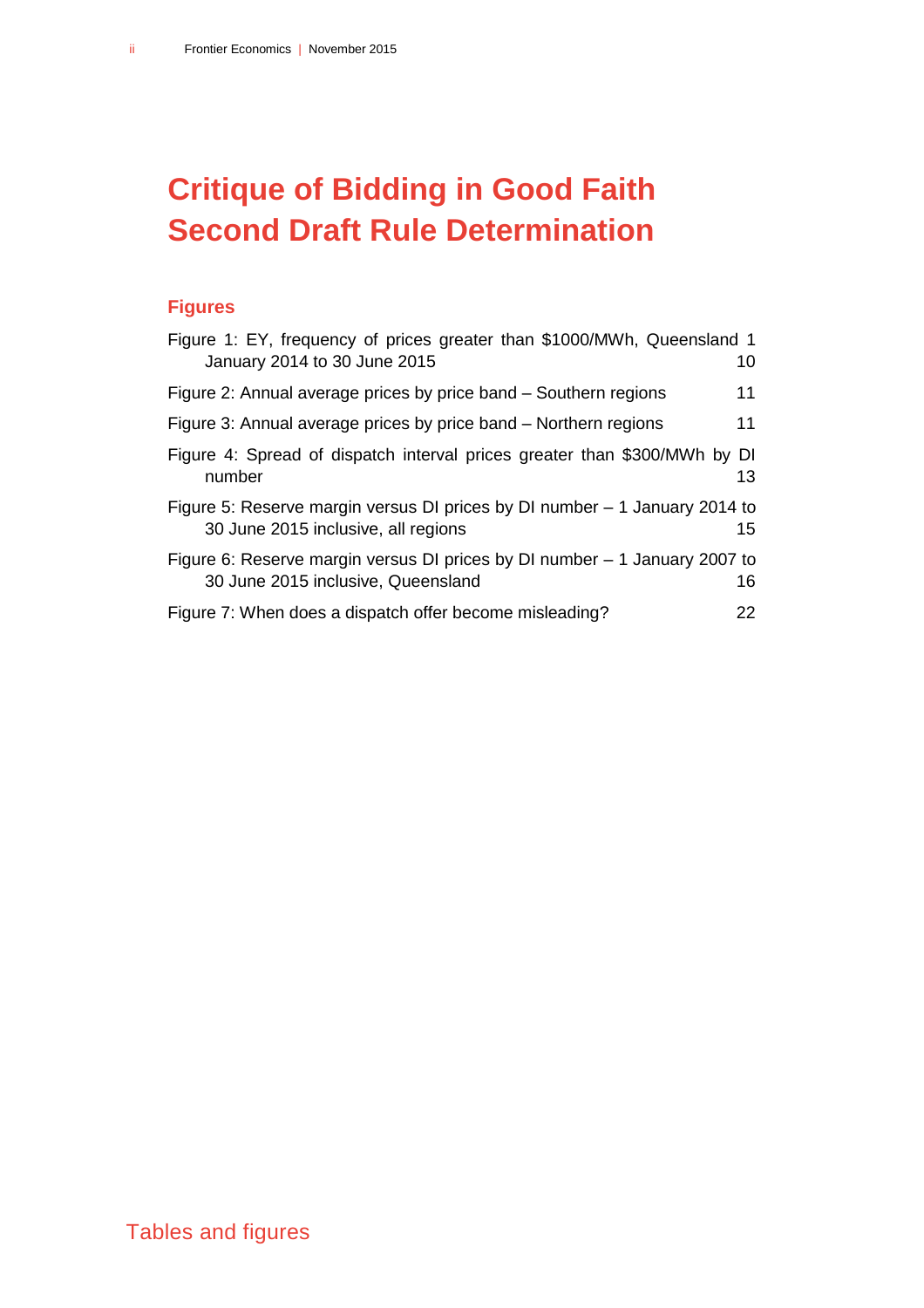# Critique of Bidding in Good Faith Second Draft Rule Determination

## Figures

Figure 1: EY, frequency of prices greater than $1000/MWh, Queensland 1 January 2014 to 30 June 2015 10

Figure 2: Annual average prices by price band – Southern regions 11

Figure 3: Annual average prices by price band – Northern regions 11

Figure 4: Spread of dispatch interval prices greater than $300/MWh by DI number 13

Figure 5: Reserve margin versus DI prices by DI number – 1 January 2014 to 30 June 2015 inclusive, all regions 15

Figure 6: Reserve margin versus DI prices by DI number – 1 January 2007 to 30 June 2015 inclusive, Queensland 16

Figure 7: When does a dispatch offer become misleading? 22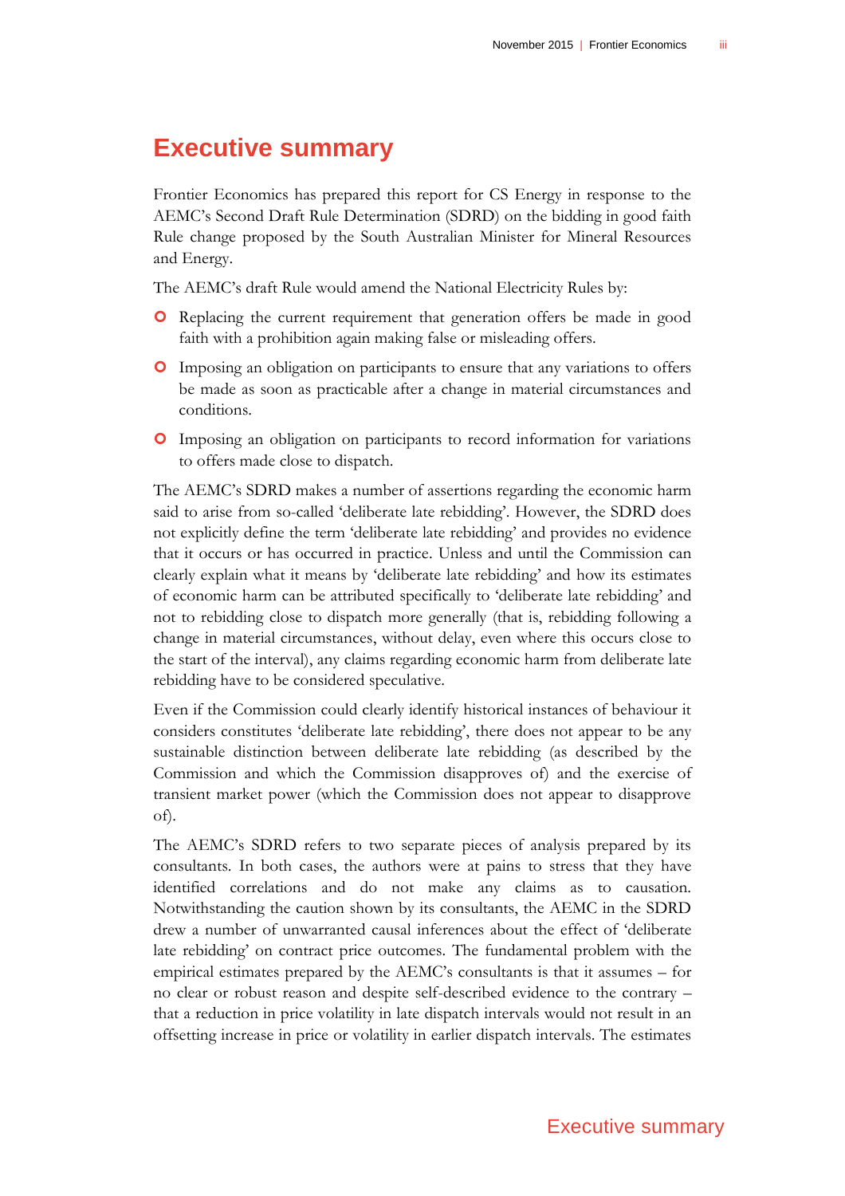# Executive summary

Frontier Economics has prepared this report for CS Energy in response to the AEMC's Second Draft Rule Determination (SDRD) on the bidding in good faith Rule change proposed by the South Australian Minister for Mineral Resources and Energy.

The AEMC's draft Rule would amend the National Electricity Rules by:

- Replacing the current requirement that generation offers be made in good faith with a prohibition again making false or misleading offers.
- Imposing an obligation on participants to ensure that any variations to offers be made as soon as practicable after a change in material circumstances and conditions.
- Imposing an obligation on participants to record information for variations to offers made close to dispatch.

The AEMC's SDRD makes a number of assertions regarding the economic harm said to arise from so-called 'deliberate late rebidding'. However, the SDRD does not explicitly define the term 'deliberate late rebidding' and provides no evidence that it occurs or has occurred in practice. Unless and until the Commission can clearly explain what it means by 'deliberate late rebidding' and how its estimates of economic harm can be attributed specifically to 'deliberate late rebidding' and not to rebidding close to dispatch more generally (that is, rebidding following a change in material circumstances, without delay, even where this occurs close to the start of the interval), any claims regarding economic harm from deliberate late rebidding have to be considered speculative.

Even if the Commission could clearly identify historical instances of behaviour it considers constitutes 'deliberate late rebidding', there does not appear to be any sustainable distinction between deliberate late rebidding (as described by the Commission and which the Commission disapproves of) and the exercise of transient market power (which the Commission does not appear to disapprove of).

The AEMC's SDRD refers to two separate pieces of analysis prepared by its consultants. In both cases, the authors were at pains to stress that they have identified correlations and do not make any claims as to causation. Notwithstanding the caution shown by its consultants, the AEMC in the SDRD drew a number of unwarranted causal inferences about the effect of 'deliberate late rebidding' on contract price outcomes. The fundamental problem with the empirical estimates prepared by the AEMC's consultants is that it assumes – for no clear or robust reason and despite self-described evidence to the contrary – that a reduction in price volatility in late dispatch intervals would not result in an offsetting increase in price or volatility in earlier dispatch intervals. The estimates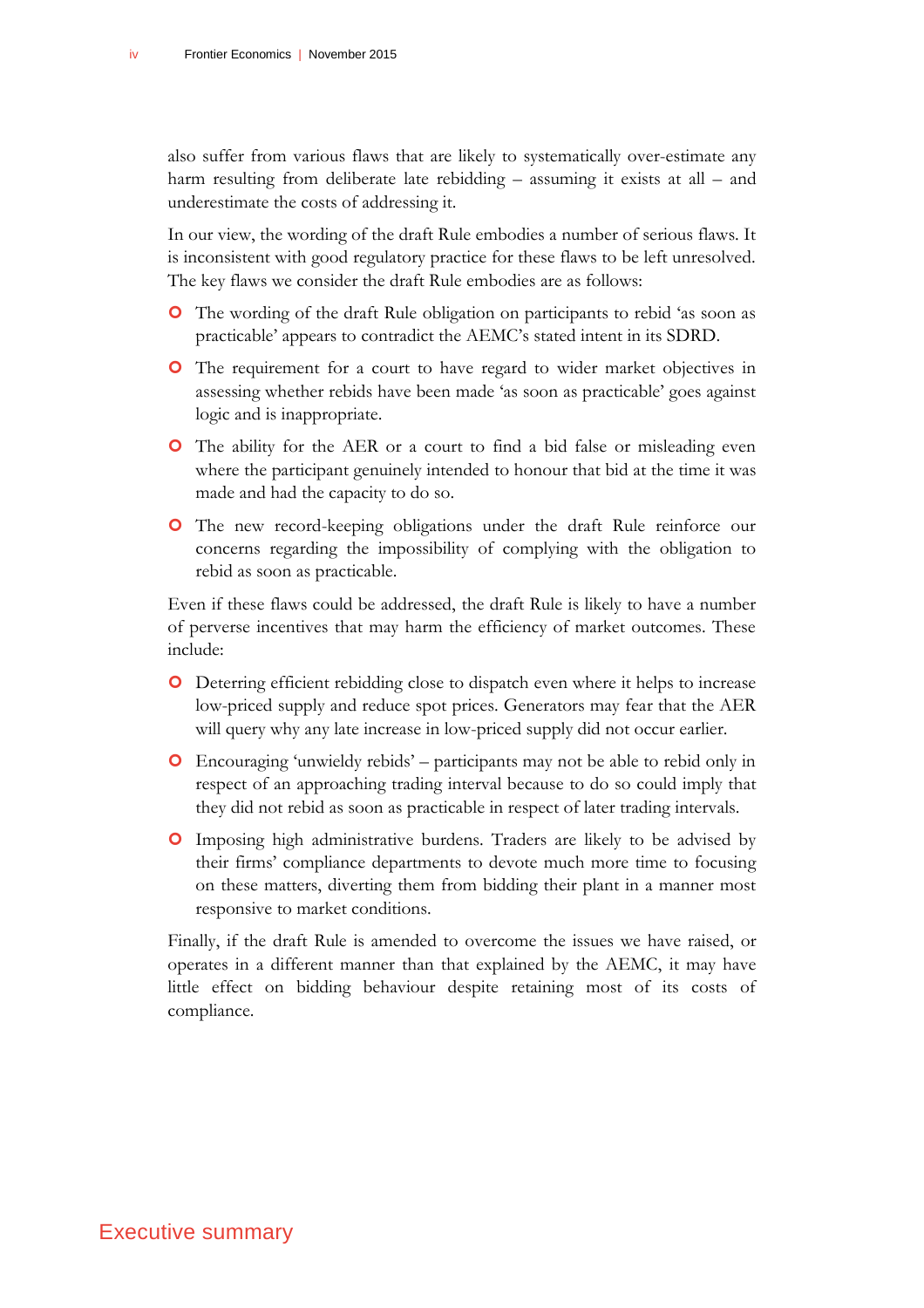also suffer from various flaws that are likely to systematically over-estimate any harm resulting from deliberate late rebidding – assuming it exists at all – and underestimate the costs of addressing it.

In our view, the wording of the draft Rule embodies a number of serious flaws. It is inconsistent with good regulatory practice for these flaws to be left unresolved. The key flaws we consider the draft Rule embodies are as follows:

- The wording of the draft Rule obligation on participants to rebid 'as soon as practicable' appears to contradict the AEMC's stated intent in its SDRD.
- The requirement for a court to have regard to wider market objectives in assessing whether rebids have been made 'as soon as practicable' goes against logic and is inappropriate.
- The ability for the AER or a court to find a bid false or misleading even where the participant genuinely intended to honour that bid at the time it was made and had the capacity to do so.
- The new record-keeping obligations under the draft Rule reinforce our concerns regarding the impossibility of complying with the obligation to rebid as soon as practicable.

Even if these flaws could be addressed, the draft Rule is likely to have a number of perverse incentives that may harm the efficiency of market outcomes. These include:

- Deterring efficient rebidding close to dispatch even where it helps to increase low-priced supply and reduce spot prices. Generators may fear that the AER will query why any late increase in low-priced supply did not occur earlier.
- Encouraging 'unwieldy rebids' – participants may not be able to rebid only in respect of an approaching trading interval because to do so could imply that they did not rebid as soon as practicable in respect of later trading intervals.
- Imposing high administrative burdens. Traders are likely to be advised by their firms' compliance departments to devote much more time to focusing on these matters, diverting them from bidding their plant in a manner most responsive to market conditions.

Finally, if the draft Rule is amended to overcome the issues we have raised, or operates in a different manner than that explained by the AEMC, it may have little effect on bidding behaviour despite retaining most of its costs of compliance.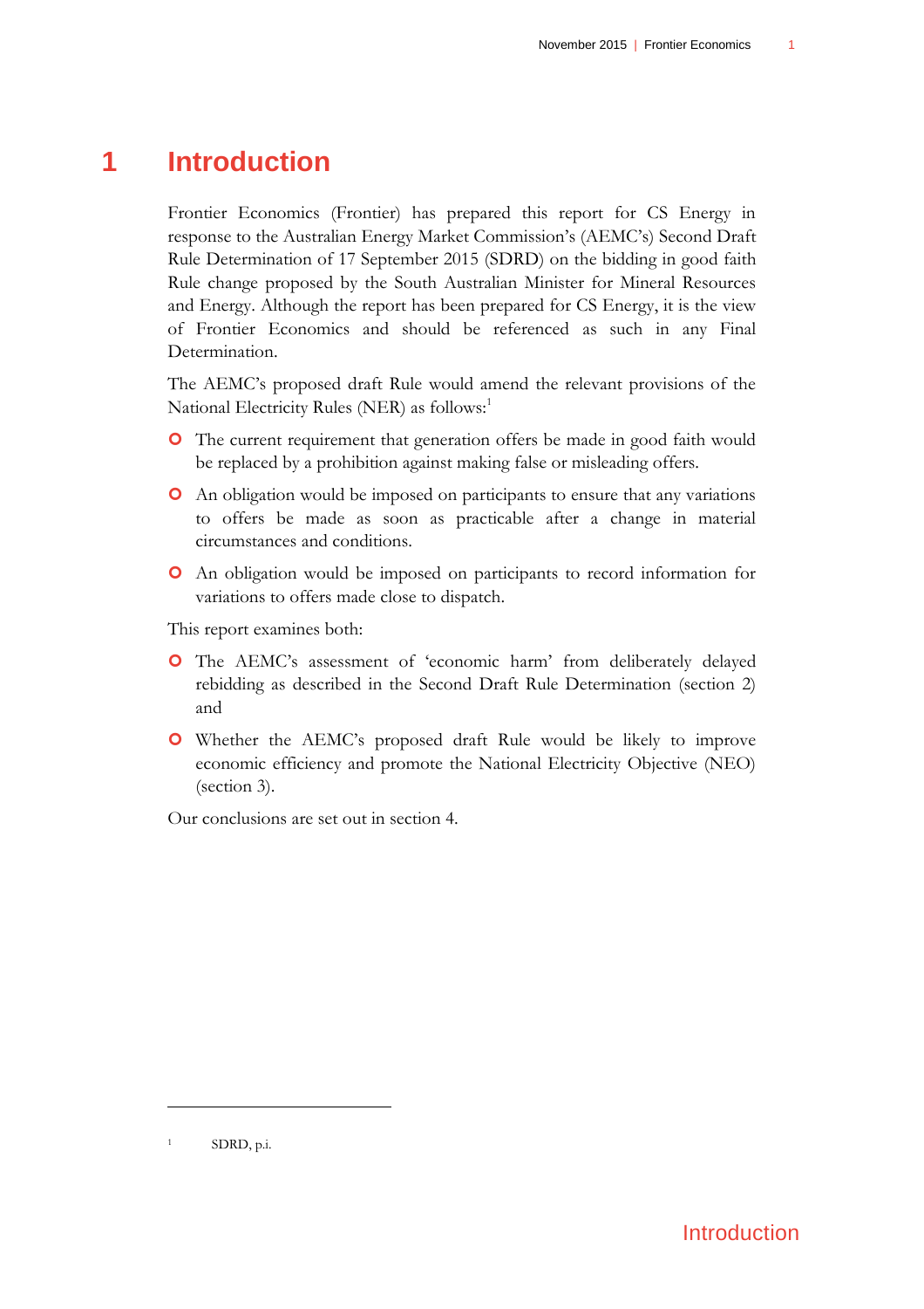# 1 Introduction

Frontier Economics (Frontier) has prepared this report for CS Energy in response to the Australian Energy Market Commission's (AEMC's) Second Draft Rule Determination of 17 September 2015 (SDRD) on the bidding in good faith Rule change proposed by the South Australian Minister for Mineral Resources and Energy. Although the report has been prepared for CS Energy, it is the view of Frontier Economics and should be referenced as such in any Final Determination.

The AEMC's proposed draft Rule would amend the relevant provisions of the National Electricity Rules (NER) as follows:[1]

- The current requirement that generation offers be made in good faith would be replaced by a prohibition against making false or misleading offers.
- An obligation would be imposed on participants to ensure that any variations to offers be made as soon as practicable after a change in material circumstances and conditions.
- An obligation would be imposed on participants to record information for variations to offers made close to dispatch.

This report examines both:

- The AEMC's assessment of 'economic harm' from deliberately delayed rebidding as described in the Second Draft Rule Determination (section 2) and
- Whether the AEMC's proposed draft Rule would be likely to improve economic efficiency and promote the National Electricity Objective (NEO) (section 3).

Our conclusions are set out in section 4.

[1] SDRD, p.i.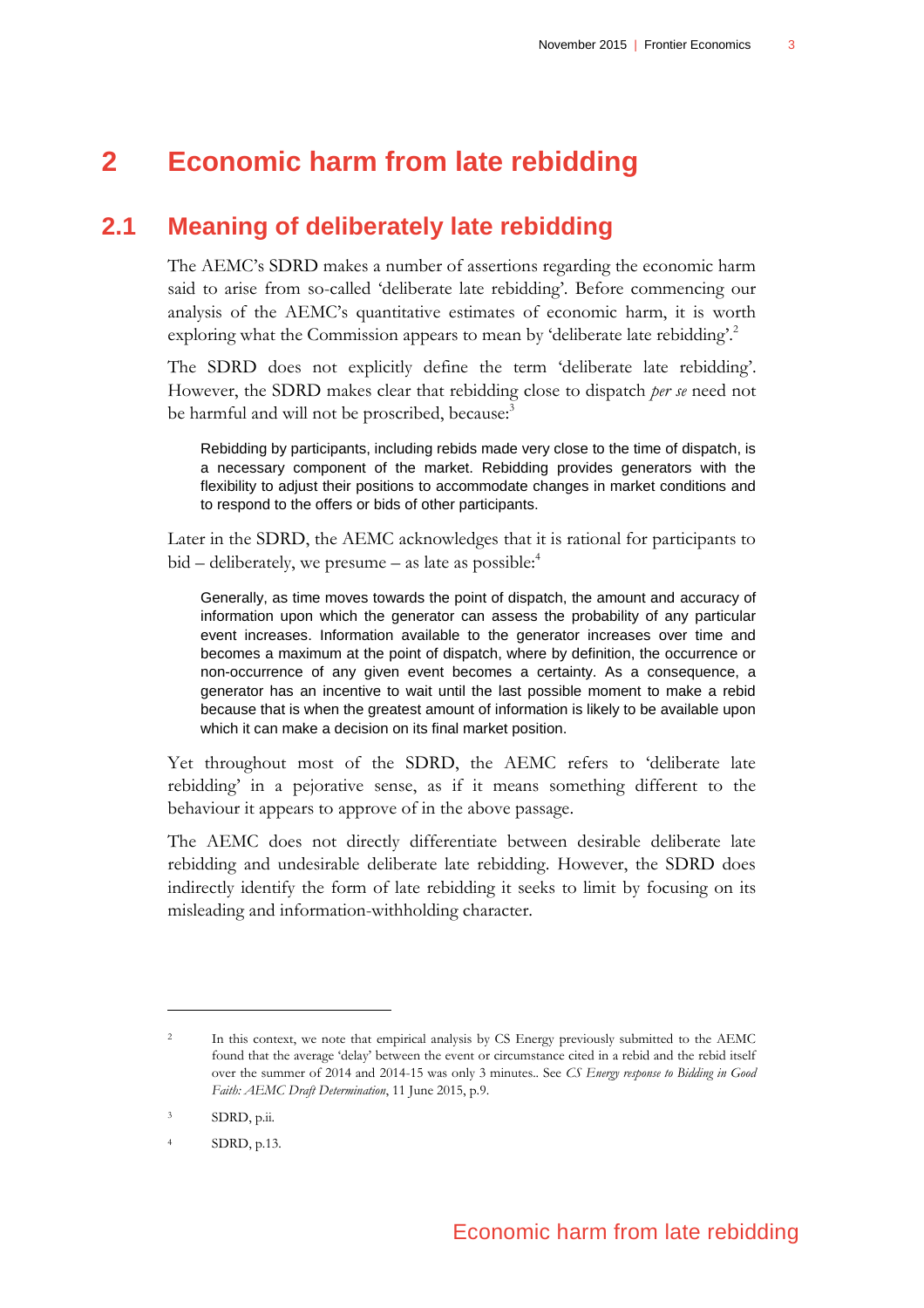# 2 Economic harm from late rebidding

## 2.1 Meaning of deliberately late rebidding

The AEMC's SDRD makes a number of assertions regarding the economic harm said to arise from so-called 'deliberate late rebidding'. Before commencing our analysis of the AEMC's quantitative estimates of economic harm, it is worth exploring what the Commission appears to mean by 'deliberate late rebidding'.[2]

The SDRD does not explicitly define the term 'deliberate late rebidding'. However, the SDRD makes clear that rebidding close to dispatch *per se* need not be harmful and will not be proscribed, because:[3]

> Rebidding by participants, including rebids made very close to the time of dispatch, is a necessary component of the market. Rebidding provides generators with the flexibility to adjust their positions to accommodate changes in market conditions and to respond to the offers or bids of other participants.

Later in the SDRD, the AEMC acknowledges that it is rational for participants to bid – deliberately, we presume – as late as possible:[4]

> Generally, as time moves towards the point of dispatch, the amount and accuracy of information upon which the generator can assess the probability of any particular event increases. Information available to the generator increases over time and becomes a maximum at the point of dispatch, where by definition, the occurrence or non-occurrence of any given event becomes a certainty. As a consequence, a generator has an incentive to wait until the last possible moment to make a rebid because that is when the greatest amount of information is likely to be available upon which it can make a decision on its final market position.

Yet throughout most of the SDRD, the AEMC refers to 'deliberate late rebidding' in a pejorative sense, as if it means something different to the behaviour it appears to approve of in the above passage.

The AEMC does not directly differentiate between desirable deliberate late rebidding and undesirable deliberate late rebidding. However, the SDRD does indirectly identify the form of late rebidding it seeks to limit by focusing on its misleading and information-withholding character.

---

[2] In this context, we note that empirical analysis by CS Energy previously submitted to the AEMC found that the average 'delay' between the event or circumstance cited in a rebid and the rebid itself over the summer of 2014 and 2014-15 was only 3 minutes.. See *CS Energy response to Bidding in Good Faith: AEMC Draft Determination*, 11 June 2015, p.9.

[3] SDRD, p.ii.

[4] SDRD, p.13.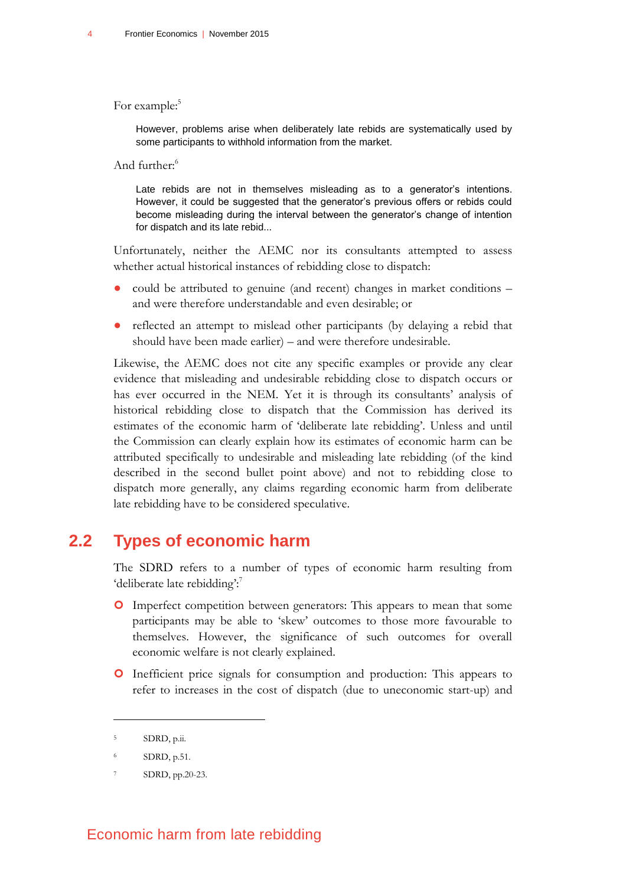For example:[5]

> However, problems arise when deliberately late rebids are systematically used by some participants to withhold information from the market.

And further:[6]

> Late rebids are not in themselves misleading as to a generator's intentions. However, it could be suggested that the generator's previous offers or rebids could become misleading during the interval between the generator's change of intention for dispatch and its late rebid...

Unfortunately, neither the AEMC nor its consultants attempted to assess whether actual historical instances of rebidding close to dispatch:

- could be attributed to genuine (and recent) changes in market conditions – and were therefore understandable and even desirable; or
- reflected an attempt to mislead other participants (by delaying a rebid that should have been made earlier) – and were therefore undesirable.

Likewise, the AEMC does not cite any specific examples or provide any clear evidence that misleading and undesirable rebidding close to dispatch occurs or has ever occurred in the NEM. Yet it is through its consultants' analysis of historical rebidding close to dispatch that the Commission has derived its estimates of the economic harm of 'deliberate late rebidding'. Unless and until the Commission can clearly explain how its estimates of economic harm can be attributed specifically to undesirable and misleading late rebidding (of the kind described in the second bullet point above) and not to rebidding close to dispatch more generally, any claims regarding economic harm from deliberate late rebidding have to be considered speculative.

## 2.2 Types of economic harm

The SDRD refers to a number of types of economic harm resulting from 'deliberate late rebidding':[7]

- Imperfect competition between generators: This appears to mean that some participants may be able to 'skew' outcomes to those more favourable to themselves. However, the significance of such outcomes for overall economic welfare is not clearly explained.
- Inefficient price signals for consumption and production: This appears to refer to increases in the cost of dispatch (due to uneconomic start-up) and

[5] SDRD, p.ii.

[6] SDRD, p.51.

[7] SDRD, pp.20-23.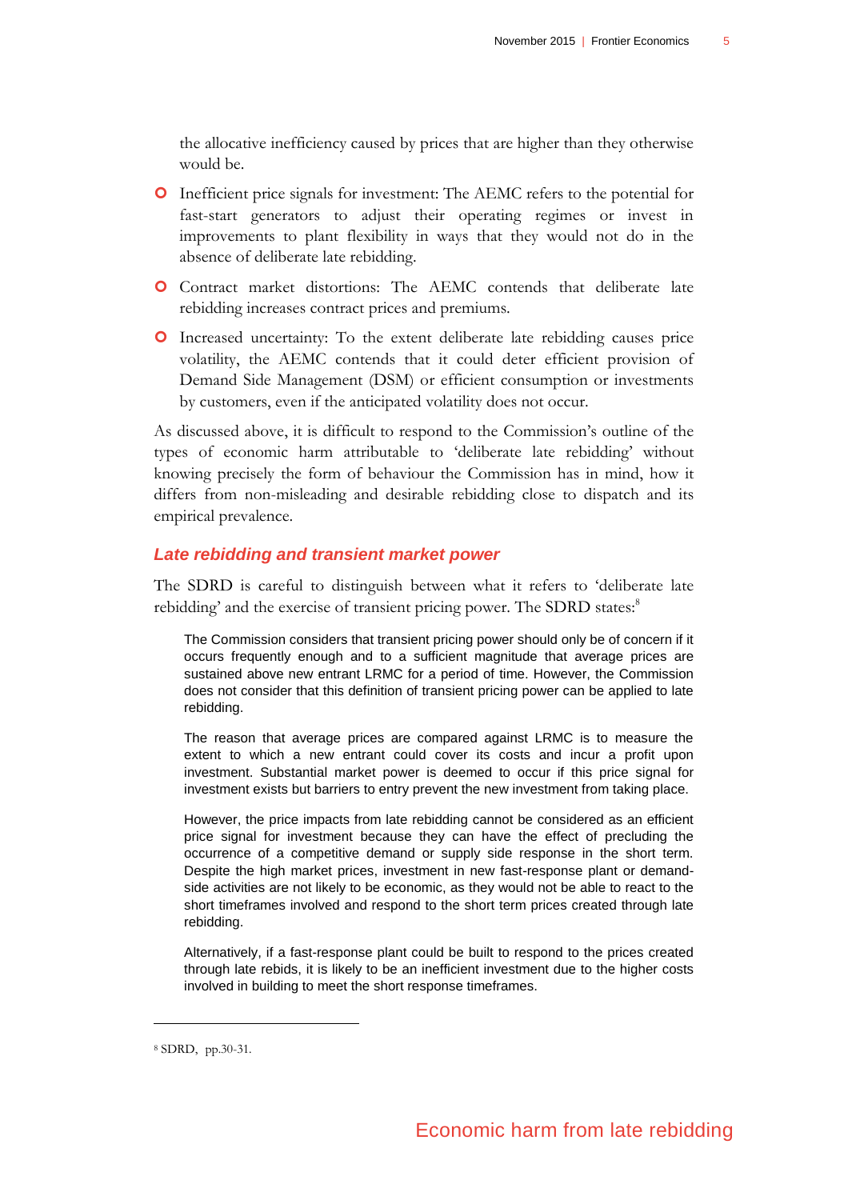the allocative inefficiency caused by prices that are higher than they otherwise would be.

- Inefficient price signals for investment: The AEMC refers to the potential for fast-start generators to adjust their operating regimes or invest in improvements to plant flexibility in ways that they would not do in the absence of deliberate late rebidding.
- Contract market distortions: The AEMC contends that deliberate late rebidding increases contract prices and premiums.
- Increased uncertainty: To the extent deliberate late rebidding causes price volatility, the AEMC contends that it could deter efficient provision of Demand Side Management (DSM) or efficient consumption or investments by customers, even if the anticipated volatility does not occur.

As discussed above, it is difficult to respond to the Commission's outline of the types of economic harm attributable to 'deliberate late rebidding' without knowing precisely the form of behaviour the Commission has in mind, how it differs from non-misleading and desirable rebidding close to dispatch and its empirical prevalence.

### *Late rebidding and transient market power*

The SDRD is careful to distinguish between what it refers to 'deliberate late rebidding' and the exercise of transient pricing power. The SDRD states:[8]

> The Commission considers that transient pricing power should only be of concern if it occurs frequently enough and to a sufficient magnitude that average prices are sustained above new entrant LRMC for a period of time. However, the Commission does not consider that this definition of transient pricing power can be applied to late rebidding.
>
> The reason that average prices are compared against LRMC is to measure the extent to which a new entrant could cover its costs and incur a profit upon investment. Substantial market power is deemed to occur if this price signal for investment exists but barriers to entry prevent the new investment from taking place.
>
> However, the price impacts from late rebidding cannot be considered as an efficient price signal for investment because they can have the effect of precluding the occurrence of a competitive demand or supply side response in the short term. Despite the high market prices, investment in new fast-response plant or demand-side activities are not likely to be economic, as they would not be able to react to the short timeframes involved and respond to the short term prices created through late rebidding.
>
> Alternatively, if a fast-response plant could be built to respond to the prices created through late rebids, it is likely to be an inefficient investment due to the higher costs involved in building to meet the short response timeframes.

[8] SDRD, pp.30-31.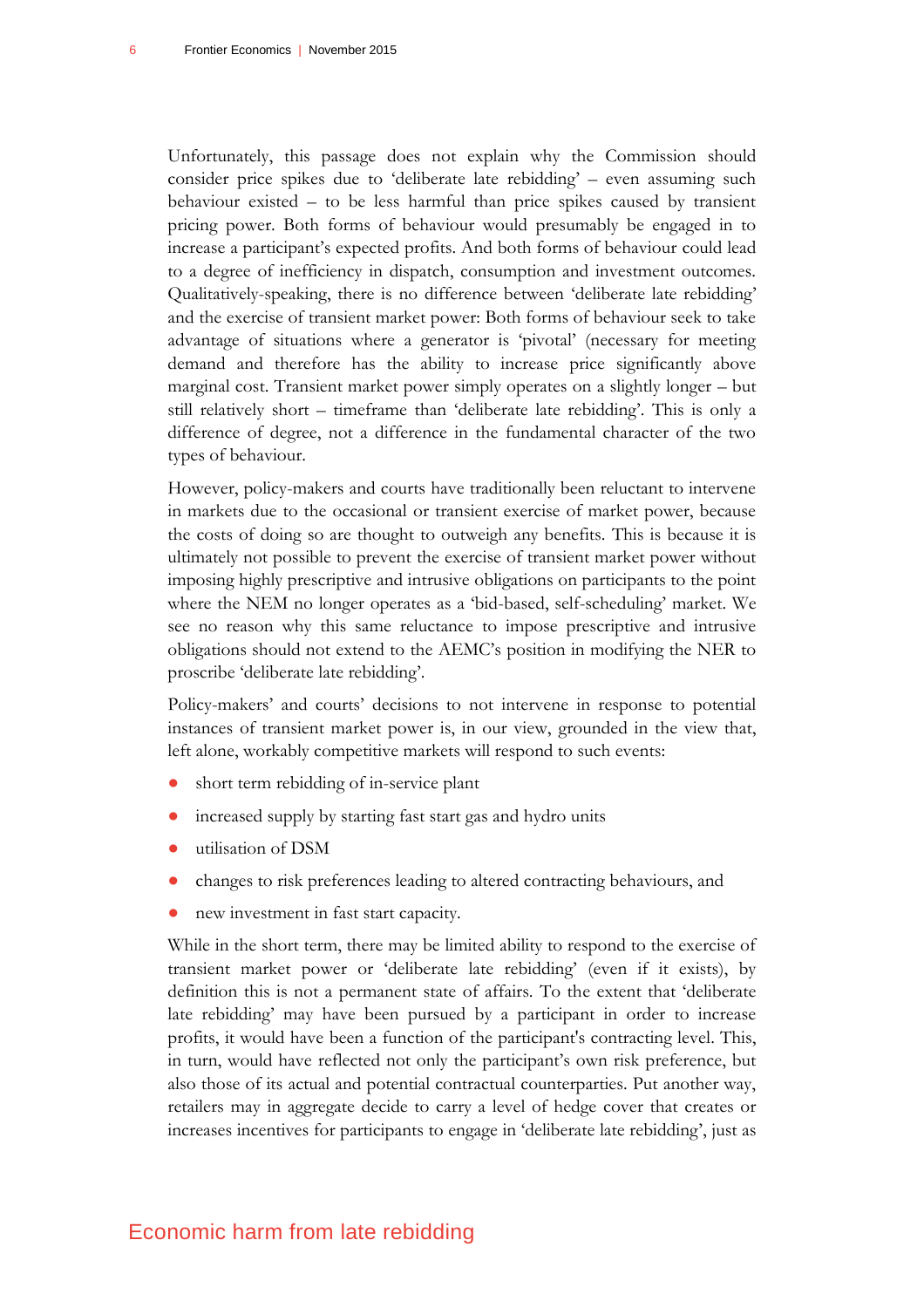Unfortunately, this passage does not explain why the Commission should consider price spikes due to 'deliberate late rebidding' – even assuming such behaviour existed – to be less harmful than price spikes caused by transient pricing power. Both forms of behaviour would presumably be engaged in to increase a participant's expected profits. And both forms of behaviour could lead to a degree of inefficiency in dispatch, consumption and investment outcomes. Qualitatively-speaking, there is no difference between 'deliberate late rebidding' and the exercise of transient market power: Both forms of behaviour seek to take advantage of situations where a generator is 'pivotal' (necessary for meeting demand and therefore has the ability to increase price significantly above marginal cost. Transient market power simply operates on a slightly longer – but still relatively short – timeframe than 'deliberate late rebidding'. This is only a difference of degree, not a difference in the fundamental character of the two types of behaviour.

However, policy-makers and courts have traditionally been reluctant to intervene in markets due to the occasional or transient exercise of market power, because the costs of doing so are thought to outweigh any benefits. This is because it is ultimately not possible to prevent the exercise of transient market power without imposing highly prescriptive and intrusive obligations on participants to the point where the NEM no longer operates as a 'bid-based, self-scheduling' market. We see no reason why this same reluctance to impose prescriptive and intrusive obligations should not extend to the AEMC's position in modifying the NER to proscribe 'deliberate late rebidding'.

Policy-makers' and courts' decisions to not intervene in response to potential instances of transient market power is, in our view, grounded in the view that, left alone, workably competitive markets will respond to such events:

- short term rebidding of in-service plant
- increased supply by starting fast start gas and hydro units
- utilisation of DSM
- changes to risk preferences leading to altered contracting behaviours, and
- new investment in fast start capacity.

While in the short term, there may be limited ability to respond to the exercise of transient market power or 'deliberate late rebidding' (even if it exists), by definition this is not a permanent state of affairs. To the extent that 'deliberate late rebidding' may have been pursued by a participant in order to increase profits, it would have been a function of the participant's contracting level. This, in turn, would have reflected not only the participant's own risk preference, but also those of its actual and potential contractual counterparties. Put another way, retailers may in aggregate decide to carry a level of hedge cover that creates or increases incentives for participants to engage in 'deliberate late rebidding', just as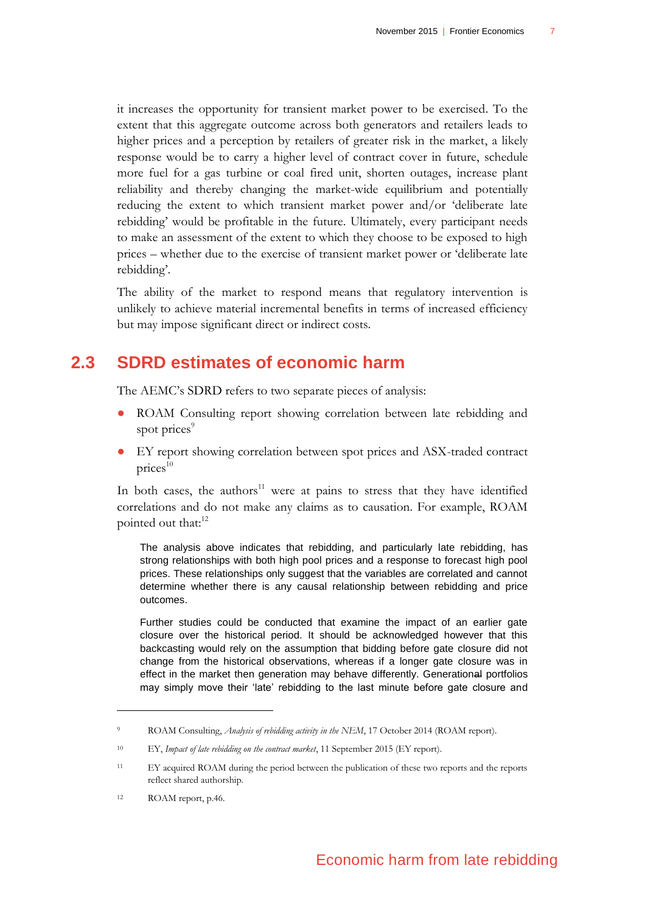it increases the opportunity for transient market power to be exercised. To the extent that this aggregate outcome across both generators and retailers leads to higher prices and a perception by retailers of greater risk in the market, a likely response would be to carry a higher level of contract cover in future, schedule more fuel for a gas turbine or coal fired unit, shorten outages, increase plant reliability and thereby changing the market-wide equilibrium and potentially reducing the extent to which transient market power and/or 'deliberate late rebidding' would be profitable in the future. Ultimately, every participant needs to make an assessment of the extent to which they choose to be exposed to high prices – whether due to the exercise of transient market power or 'deliberate late rebidding'.

The ability of the market to respond means that regulatory intervention is unlikely to achieve material incremental benefits in terms of increased efficiency but may impose significant direct or indirect costs.

## 2.3 SDRD estimates of economic harm

The AEMC's SDRD refers to two separate pieces of analysis:

- ROAM Consulting report showing correlation between late rebidding and spot prices[9]
- EY report showing correlation between spot prices and ASX-traded contract prices[10]

In both cases, the authors[11] were at pains to stress that they have identified correlations and do not make any claims as to causation. For example, ROAM pointed out that:[12]

> The analysis above indicates that rebidding, and particularly late rebidding, has strong relationships with both high pool prices and a response to forecast high pool prices. These relationships only suggest that the variables are correlated and cannot determine whether there is any causal relationship between rebidding and price outcomes.
>
> Further studies could be conducted that examine the impact of an earlier gate closure over the historical period. It should be acknowledged however that this backcasting would rely on the assumption that bidding before gate closure did not change from the historical observations, whereas if a longer gate closure was in effect in the market then generation may behave differently. Generational portfolios may simply move their 'late' rebidding to the last minute before gate closure and

---

9 ROAM Consulting, *Analysis of rebidding activity in the NEM*, 17 October 2014 (ROAM report).

10 EY, *Impact of late rebidding on the contract market*, 11 September 2015 (EY report).

11 EY acquired ROAM during the period between the publication of these two reports and the reports reflect shared authorship.

12 ROAM report, p.46.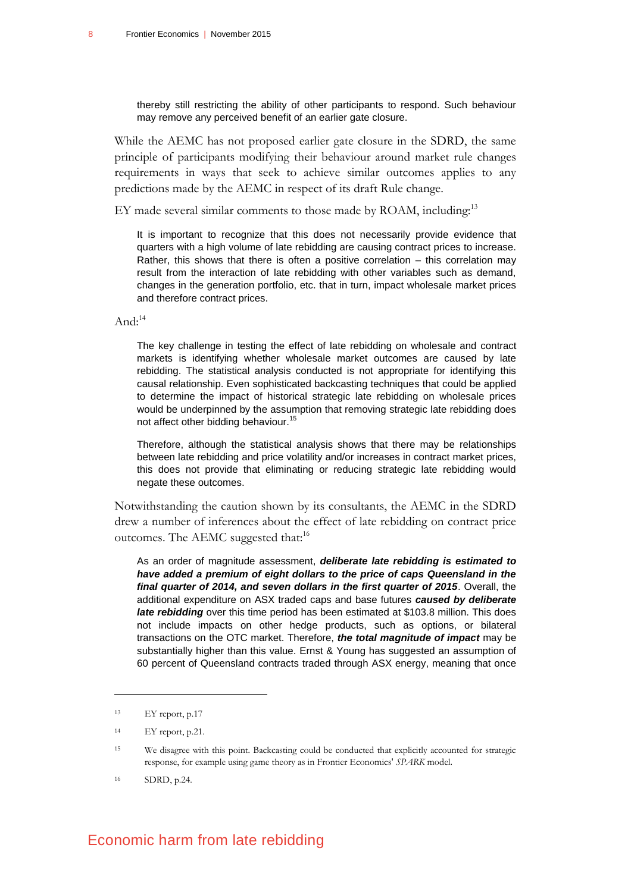> thereby still restricting the ability of other participants to respond. Such behaviour may remove any perceived benefit of an earlier gate closure.

While the AEMC has not proposed earlier gate closure in the SDRD, the same principle of participants modifying their behaviour around market rule changes requirements in ways that seek to achieve similar outcomes applies to any predictions made by the AEMC in respect of its draft Rule change.

EY made several similar comments to those made by ROAM, including:[13]

> It is important to recognize that this does not necessarily provide evidence that quarters with a high volume of late rebidding are causing contract prices to increase. Rather, this shows that there is often a positive correlation – this correlation may result from the interaction of late rebidding with other variables such as demand, changes in the generation portfolio, etc. that in turn, impact wholesale market prices and therefore contract prices.

And:[14]

> The key challenge in testing the effect of late rebidding on wholesale and contract markets is identifying whether wholesale market outcomes are caused by late rebidding. The statistical analysis conducted is not appropriate for identifying this causal relationship. Even sophisticated backcasting techniques that could be applied to determine the impact of historical strategic late rebidding on wholesale prices would be underpinned by the assumption that removing strategic late rebidding does not affect other bidding behaviour.[15]
>
> Therefore, although the statistical analysis shows that there may be relationships between late rebidding and price volatility and/or increases in contract market prices, this does not provide that eliminating or reducing strategic late rebidding would negate these outcomes.

Notwithstanding the caution shown by its consultants, the AEMC in the SDRD drew a number of inferences about the effect of late rebidding on contract price outcomes. The AEMC suggested that:[16]

> As an order of magnitude assessment, ***deliberate late rebidding is estimated to have added a premium of eight dollars to the price of caps Queensland in the final quarter of 2014, and seven dollars in the first quarter of 2015***. Overall, the additional expenditure on ASX traded caps and base futures ***caused by deliberate late rebidding*** over this time period has been estimated at $103.8 million. This does not include impacts on other hedge products, such as options, or bilateral transactions on the OTC market. Therefore, ***the total magnitude of impact*** may be substantially higher than this value. Ernst & Young has suggested an assumption of 60 percent of Queensland contracts traded through ASX energy, meaning that once

---

[13] EY report, p.17

[14] EY report, p.21.

[15] We disagree with this point. Backcasting could be conducted that explicitly accounted for strategic response, for example using game theory as in Frontier Economics' *SPARK* model.

[16] SDRD, p.24.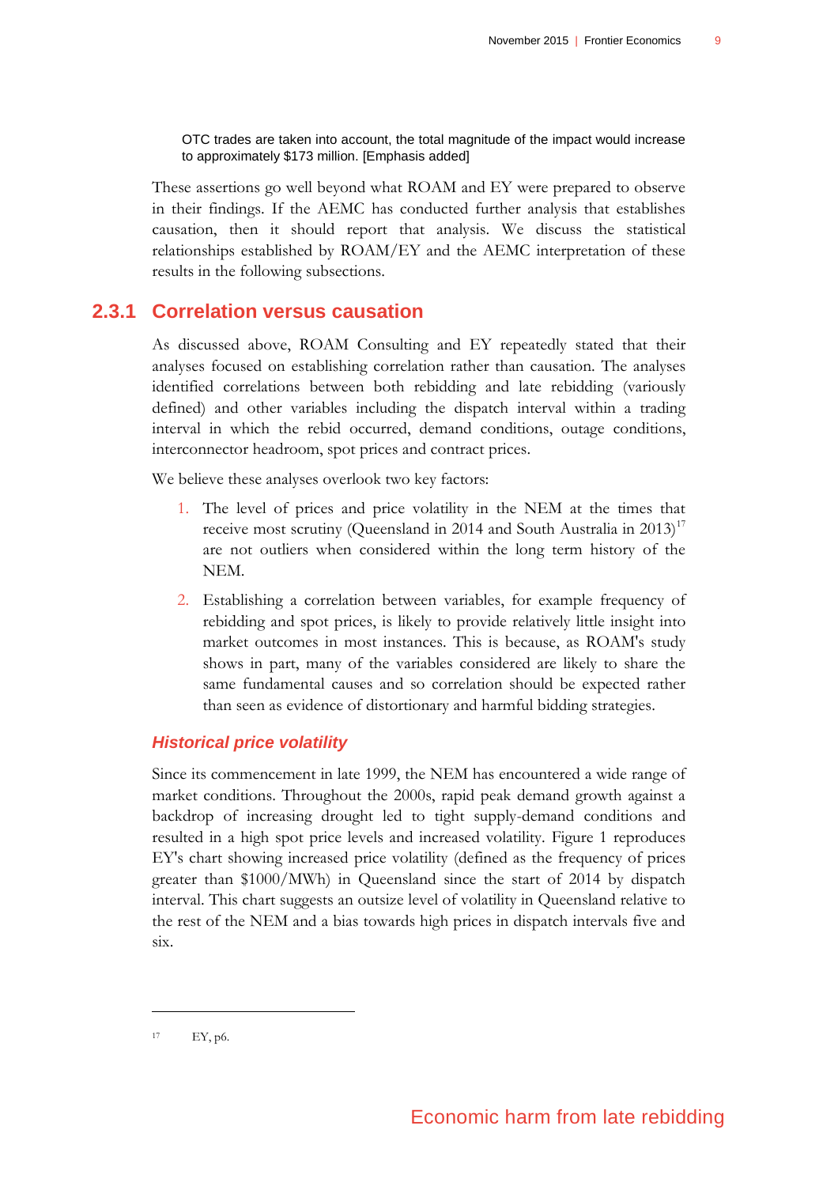OTC trades are taken into account, the total magnitude of the impact would increase to approximately $173 million. [Emphasis added]

These assertions go well beyond what ROAM and EY were prepared to observe in their findings. If the AEMC has conducted further analysis that establishes causation, then it should report that analysis. We discuss the statistical relationships established by ROAM/EY and the AEMC interpretation of these results in the following subsections.

### 2.3.1 Correlation versus causation

As discussed above, ROAM Consulting and EY repeatedly stated that their analyses focused on establishing correlation rather than causation. The analyses identified correlations between both rebidding and late rebidding (variously defined) and other variables including the dispatch interval within a trading interval in which the rebid occurred, demand conditions, outage conditions, interconnector headroom, spot prices and contract prices.

We believe these analyses overlook two key factors:

1. The level of prices and price volatility in the NEM at the times that receive most scrutiny (Queensland in 2014 and South Australia in 2013)[17] are not outliers when considered within the long term history of the NEM.
2. Establishing a correlation between variables, for example frequency of rebidding and spot prices, is likely to provide relatively little insight into market outcomes in most instances. This is because, as ROAM's study shows in part, many of the variables considered are likely to share the same fundamental causes and so correlation should be expected rather than seen as evidence of distortionary and harmful bidding strategies.

#### *Historical price volatility*

Since its commencement in late 1999, the NEM has encountered a wide range of market conditions. Throughout the 2000s, rapid peak demand growth against a backdrop of increasing drought led to tight supply-demand conditions and resulted in a high spot price levels and increased volatility. Figure 1 reproduces EY's chart showing increased price volatility (defined as the frequency of prices greater than $1000/MWh) in Queensland since the start of 2014 by dispatch interval. This chart suggests an outsize level of volatility in Queensland relative to the rest of the NEM and a bias towards high prices in dispatch intervals five and six.

---

[17] EY, p6.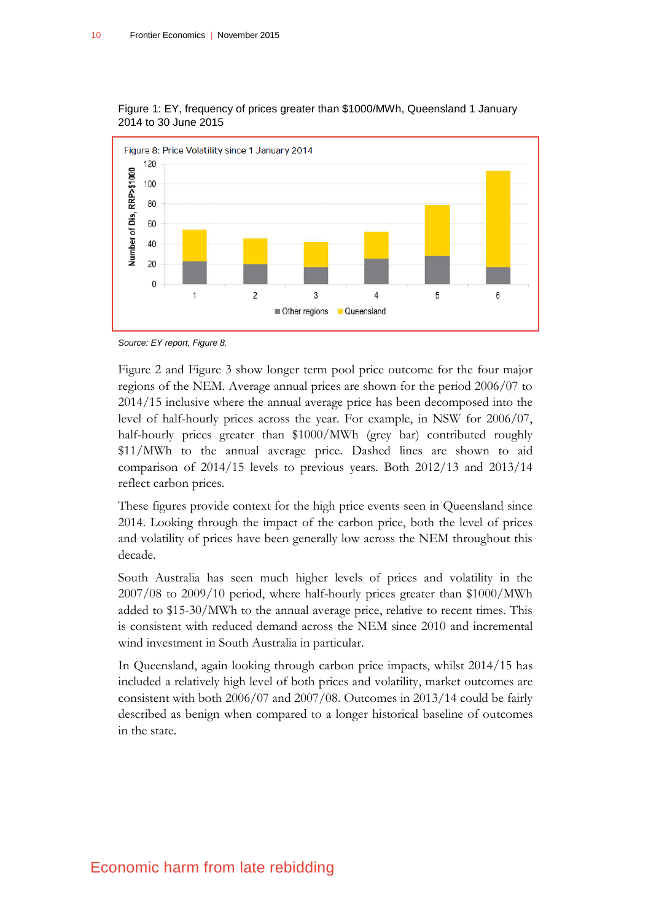Figure 1: EY, frequency of prices greater than $1000/MWh, Queensland 1 January 2014 to 30 June 2015

Figure 8: Price Volatility since 1 January 2014

Number of Dis, RRP>$1000

120
100
80
60
40
20
0

1 2 3 4 5 6

Other regions Queensland

*Source: EY report, Figure 8.*

Figure 2 and Figure 3 show longer term pool price outcome for the four major regions of the NEM. Average annual prices are shown for the period 2006/07 to 2014/15 inclusive where the annual average price has been decomposed into the level of half-hourly prices across the year. For example, in NSW for 2006/07, half-hourly prices greater than $1000/MWh (grey bar) contributed roughly $11/MWh to the annual average price. Dashed lines are shown to aid comparison of 2014/15 levels to previous years. Both 2012/13 and 2013/14 reflect carbon prices.

These figures provide context for the high price events seen in Queensland since 2014. Looking through the impact of the carbon price, both the level of prices and volatility of prices have been generally low across the NEM throughout this decade.

South Australia has seen much higher levels of prices and volatility in the 2007/08 to 2009/10 period, where half-hourly prices greater than $1000/MWh added to $15-30/MWh to the annual average price, relative to recent times. This is consistent with reduced demand across the NEM since 2010 and incremental wind investment in South Australia in particular.

In Queensland, again looking through carbon price impacts, whilst 2014/15 has included a relatively high level of both prices and volatility, market outcomes are consistent with both 2006/07 and 2007/08. Outcomes in 2013/14 could be fairly described as benign when compared to a longer historical baseline of outcomes in the state.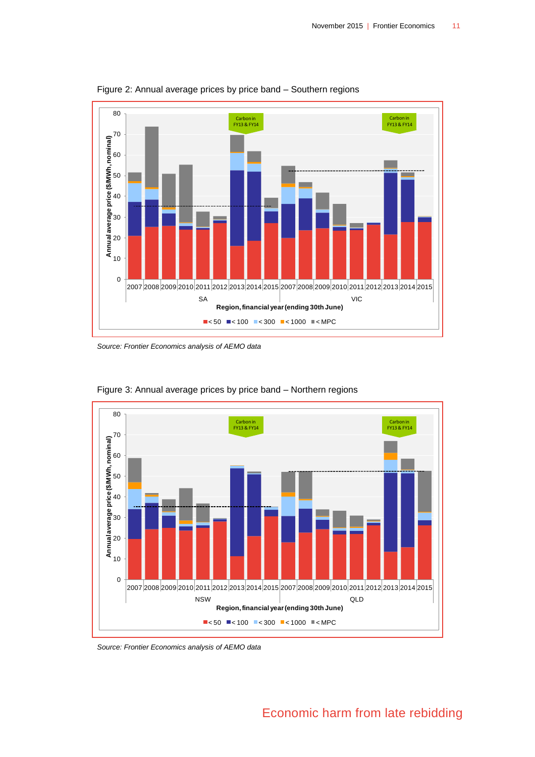Figure 2: Annual average prices by price band – Southern regions

Carbon in FY13 & FY14

Carbon in FY13 & FY14

Annual average price ($/MWh, nominal)

80
70
60
50
40
30
20
10
0

2007 2008 2009 2010 2011 2012 2013 2014 2015 2007 2008 2009 2010 2011 2012 2013 2014 2015

SA

VIC

Region, financial year (ending 30th June)

< 50  < 100  < 300  < 1000  < MPC

*Source: Frontier Economics analysis of AEMO data*

Figure 3: Annual average prices by price band – Northern regions

Carbon in FY13 & FY14

Carbon in FY13 & FY14

Annual average price ($/MWh, nominal)

80
70
60
50
40
30
20
10
0

2007 2008 2009 2010 2011 2012 2013 2014 2015 2007 2008 2009 2010 2011 2012 2013 2014 2015

NSW

QLD

Region, financial year (ending 30th June)

< 50  < 100  < 300  < 1000  < MPC

*Source: Frontier Economics analysis of AEMO data*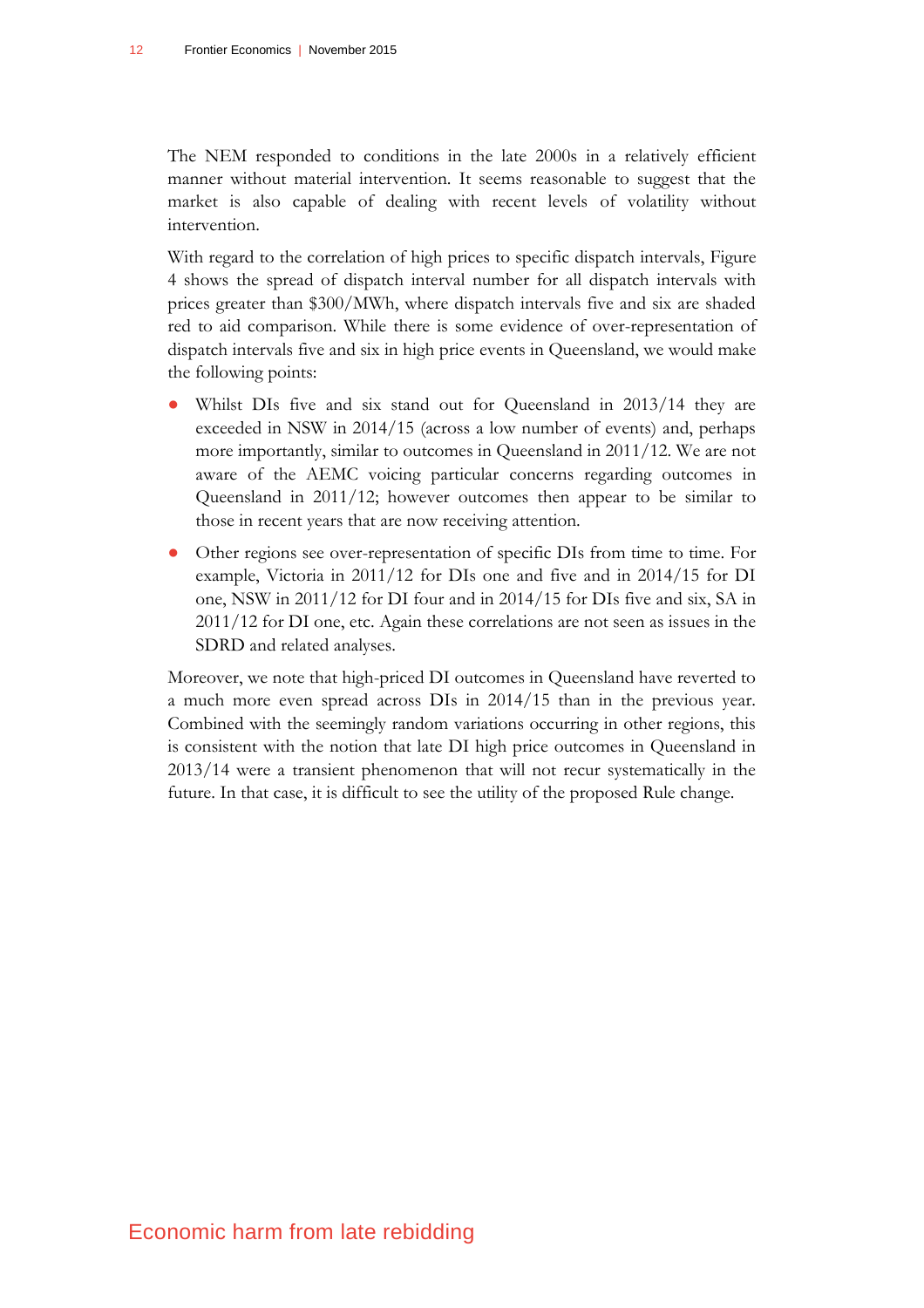The NEM responded to conditions in the late 2000s in a relatively efficient manner without material intervention. It seems reasonable to suggest that the market is also capable of dealing with recent levels of volatility without intervention.

With regard to the correlation of high prices to specific dispatch intervals, Figure 4 shows the spread of dispatch interval number for all dispatch intervals with prices greater than $300/MWh, where dispatch intervals five and six are shaded red to aid comparison. While there is some evidence of over-representation of dispatch intervals five and six in high price events in Queensland, we would make the following points:

- Whilst DIs five and six stand out for Queensland in 2013/14 they are exceeded in NSW in 2014/15 (across a low number of events) and, perhaps more importantly, similar to outcomes in Queensland in 2011/12. We are not aware of the AEMC voicing particular concerns regarding outcomes in Queensland in 2011/12; however outcomes then appear to be similar to those in recent years that are now receiving attention.
- Other regions see over-representation of specific DIs from time to time. For example, Victoria in 2011/12 for DIs one and five and in 2014/15 for DI one, NSW in 2011/12 for DI four and in 2014/15 for DIs five and six, SA in 2011/12 for DI one, etc. Again these correlations are not seen as issues in the SDRD and related analyses.

Moreover, we note that high-priced DI outcomes in Queensland have reverted to a much more even spread across DIs in 2014/15 than in the previous year. Combined with the seemingly random variations occurring in other regions, this is consistent with the notion that late DI high price outcomes in Queensland in 2013/14 were a transient phenomenon that will not recur systematically in the future. In that case, it is difficult to see the utility of the proposed Rule change.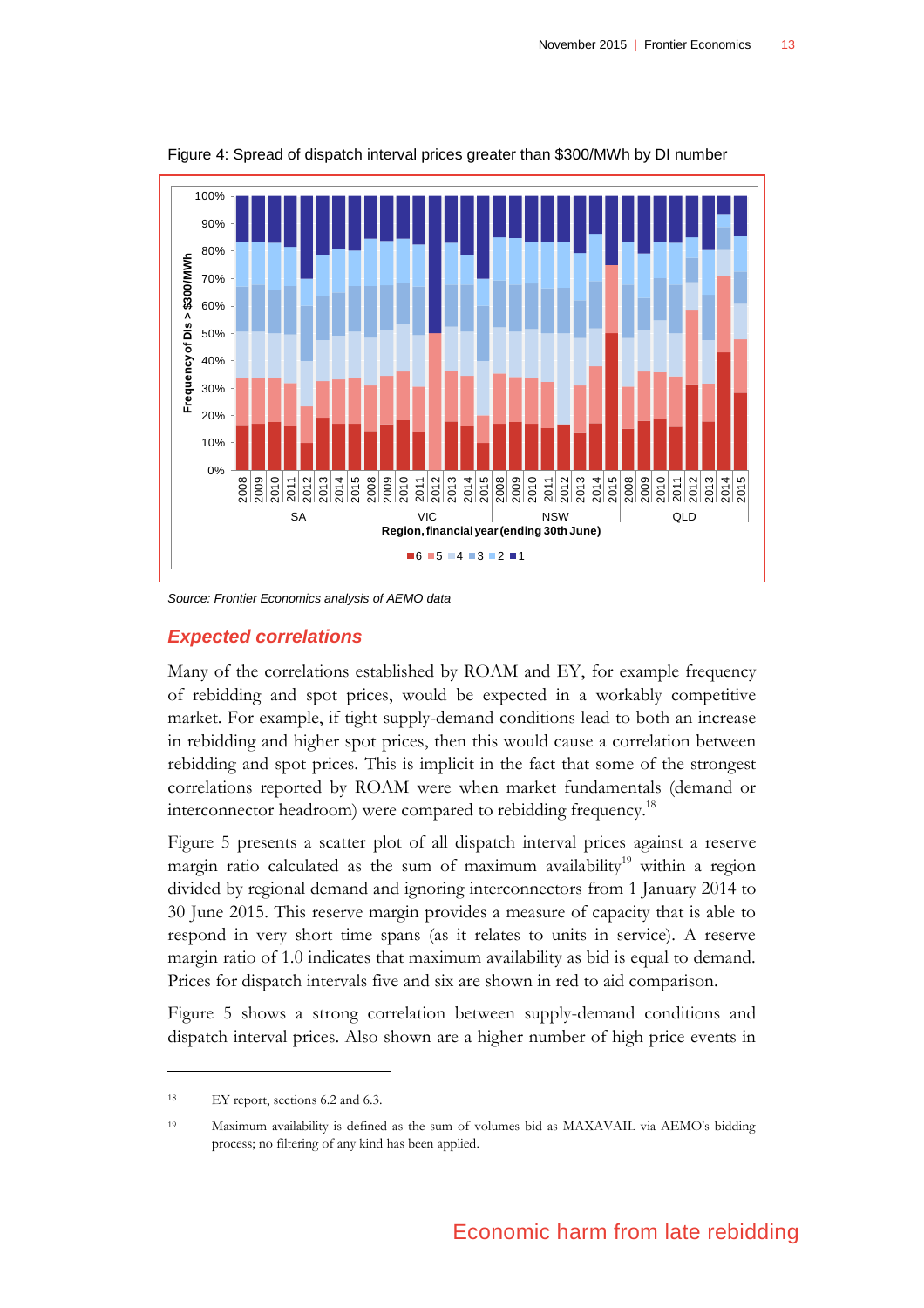Figure 4: Spread of dispatch interval prices greater than $300/MWh by DI number

Frequency of DIs > $300/MWh

100%
90%
80%
70%
60%
50%
40%
30%
20%
10%
0%

2008 2009 2010 2011 2012 2013 2014 2015 2008 2009 2010 2011 2012 2013 2014 2015 2008 2009 2010 2011 2012 2013 2014 2015 2008 2009 2010 2011 2012 2013 2014 2015

SA VIC NSW QLD

Region, financial year (ending 30th June)

6 5 4 3 2 1

*Source: Frontier Economics analysis of AEMO data*

## *Expected correlations*

Many of the correlations established by ROAM and EY, for example frequency of rebidding and spot prices, would be expected in a workably competitive market. For example, if tight supply-demand conditions lead to both an increase in rebidding and higher spot prices, then this would cause a correlation between rebidding and spot prices. This is implicit in the fact that some of the strongest correlations reported by ROAM were when market fundamentals (demand or interconnector headroom) were compared to rebidding frequency.[18]

Figure 5 presents a scatter plot of all dispatch interval prices against a reserve margin ratio calculated as the sum of maximum availability[19] within a region divided by regional demand and ignoring interconnectors from 1 January 2014 to 30 June 2015. This reserve margin provides a measure of capacity that is able to respond in very short time spans (as it relates to units in service). A reserve margin ratio of 1.0 indicates that maximum availability as bid is equal to demand. Prices for dispatch intervals five and six are shown in red to aid comparison.

Figure 5 shows a strong correlation between supply-demand conditions and dispatch interval prices. Also shown are a higher number of high price events in

---

[18] EY report, sections 6.2 and 6.3.

[19] Maximum availability is defined as the sum of volumes bid as MAXAVAIL via AEMO's bidding process; no filtering of any kind has been applied.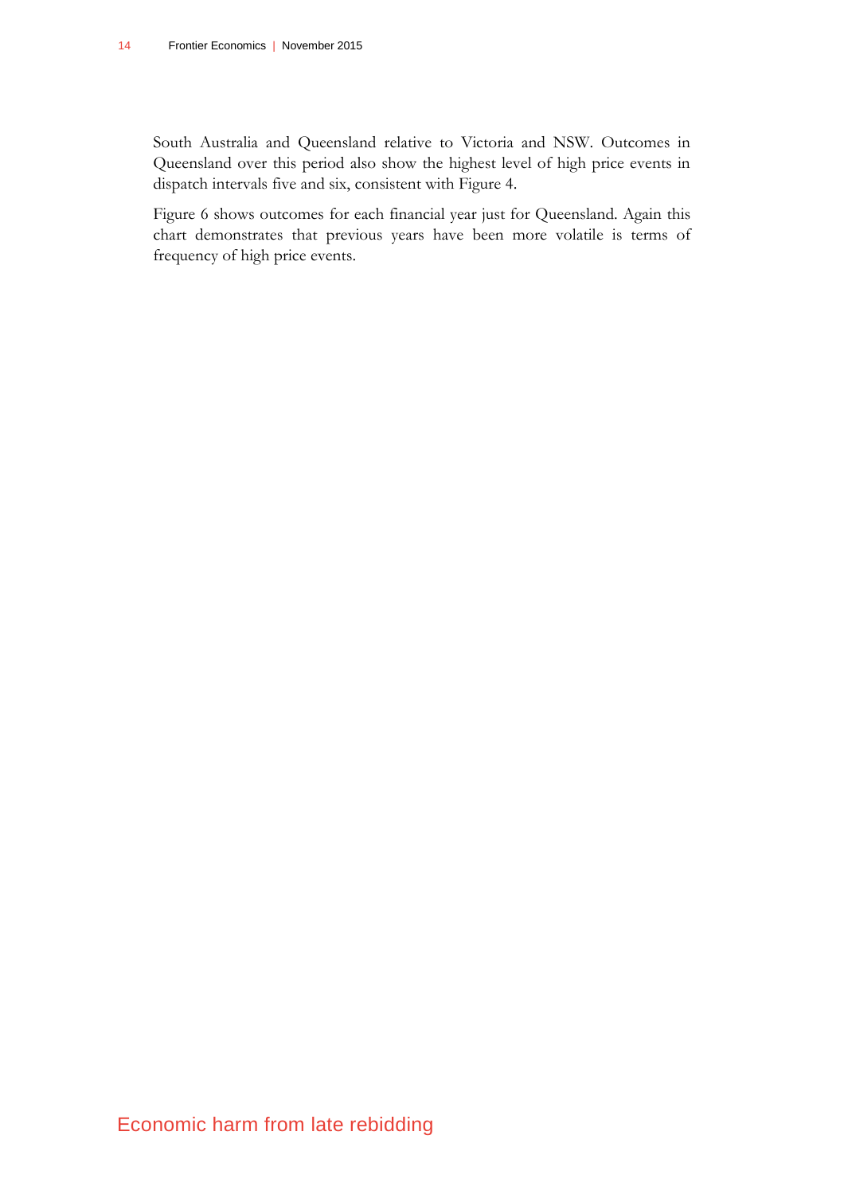South Australia and Queensland relative to Victoria and NSW. Outcomes in Queensland over this period also show the highest level of high price events in dispatch intervals five and six, consistent with Figure 4.

Figure 6 shows outcomes for each financial year just for Queensland. Again this chart demonstrates that previous years have been more volatile is terms of frequency of high price events.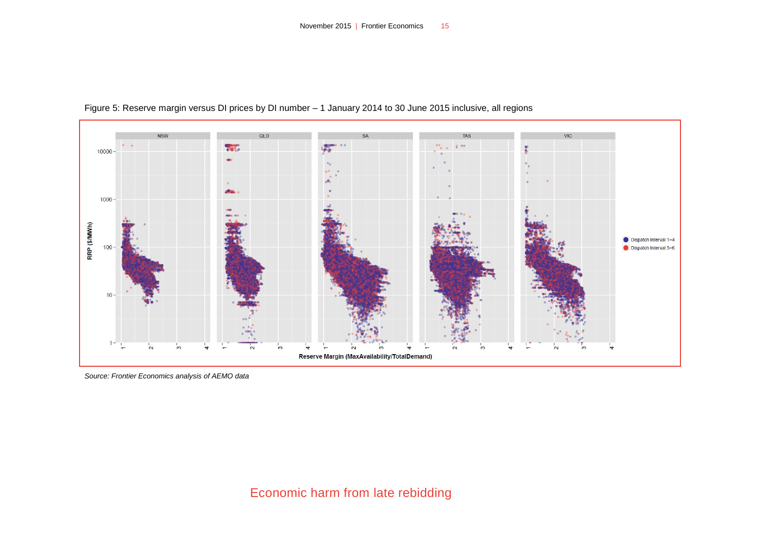Figure 5: Reserve margin versus DI prices by DI number – 1 January 2014 to 30 June 2015 inclusive, all regions

NSW
QLD
SA
TAS
VIC

RRP ($/MWh)

10000
1000
100
10
1

1
2
3
4

Reserve Margin (MaxAvailability/TotalDemand)

Dispatch Interval 1–4
Dispatch Interval 5–6

*Source: Frontier Economics analysis of AEMO data*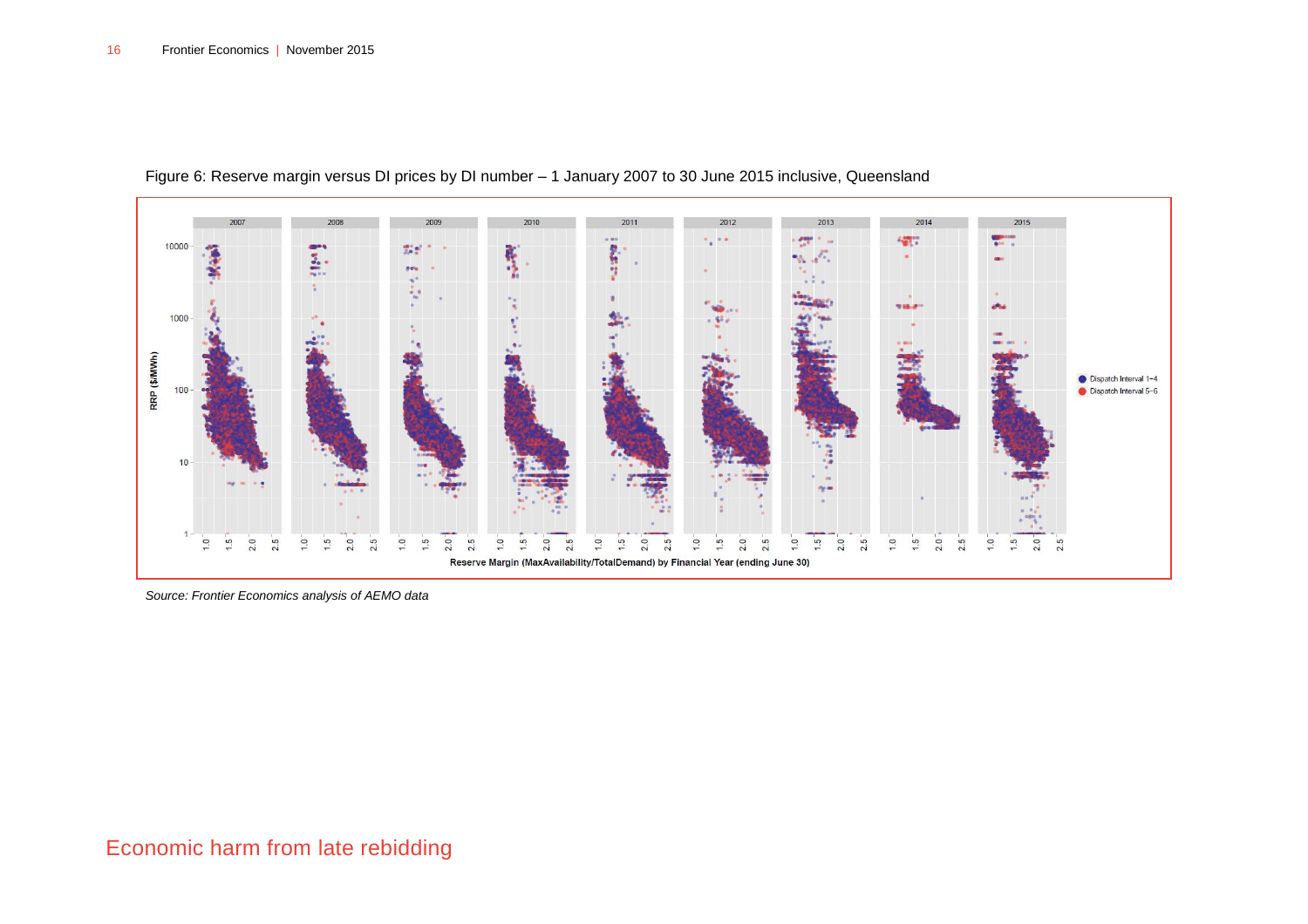Figure 6: Reserve margin versus DI prices by DI number – 1 January 2007 to 30 June 2015 inclusive, Queensland

2007
2008
2009
2010
2011
2012
2013
2014
2015

RRP ($/MWh)

10000
1000
100
10
1

1.0
1.5
2.0
2.5

Reserve Margin (MaxAvailability/TotalDemand) by Financial Year (ending June 30)

Dispatch Interval 1−4
Dispatch Interval 5−6

*Source: Frontier Economics analysis of AEMO data*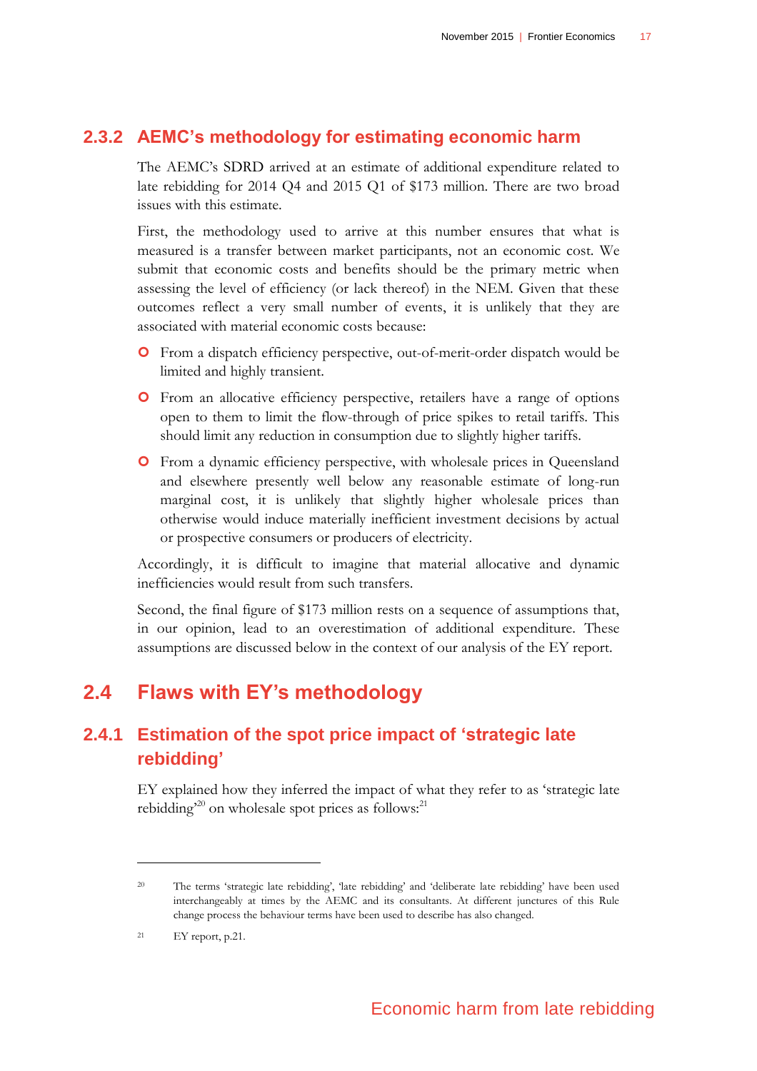### 2.3.2 AEMC's methodology for estimating economic harm

The AEMC's SDRD arrived at an estimate of additional expenditure related to late rebidding for 2014 Q4 and 2015 Q1 of $173 million. There are two broad issues with this estimate.

First, the methodology used to arrive at this number ensures that what is measured is a transfer between market participants, not an economic cost. We submit that economic costs and benefits should be the primary metric when assessing the level of efficiency (or lack thereof) in the NEM. Given that these outcomes reflect a very small number of events, it is unlikely that they are associated with material economic costs because:

- From a dispatch efficiency perspective, out-of-merit-order dispatch would be limited and highly transient.
- From an allocative efficiency perspective, retailers have a range of options open to them to limit the flow-through of price spikes to retail tariffs. This should limit any reduction in consumption due to slightly higher tariffs.
- From a dynamic efficiency perspective, with wholesale prices in Queensland and elsewhere presently well below any reasonable estimate of long-run marginal cost, it is unlikely that slightly higher wholesale prices than otherwise would induce materially inefficient investment decisions by actual or prospective consumers or producers of electricity.

Accordingly, it is difficult to imagine that material allocative and dynamic inefficiencies would result from such transfers.

Second, the final figure of $173 million rests on a sequence of assumptions that, in our opinion, lead to an overestimation of additional expenditure. These assumptions are discussed below in the context of our analysis of the EY report.

## 2.4 Flaws with EY's methodology

### 2.4.1 Estimation of the spot price impact of 'strategic late rebidding'

EY explained how they inferred the impact of what they refer to as 'strategic late rebidding'[20] on wholesale spot prices as follows:[21]

---

[20] The terms 'strategic late rebidding', 'late rebidding' and 'deliberate late rebidding' have been used interchangeably at times by the AEMC and its consultants. At different junctures of this Rule change process the behaviour terms have been used to describe has also changed.

[21] EY report, p.21.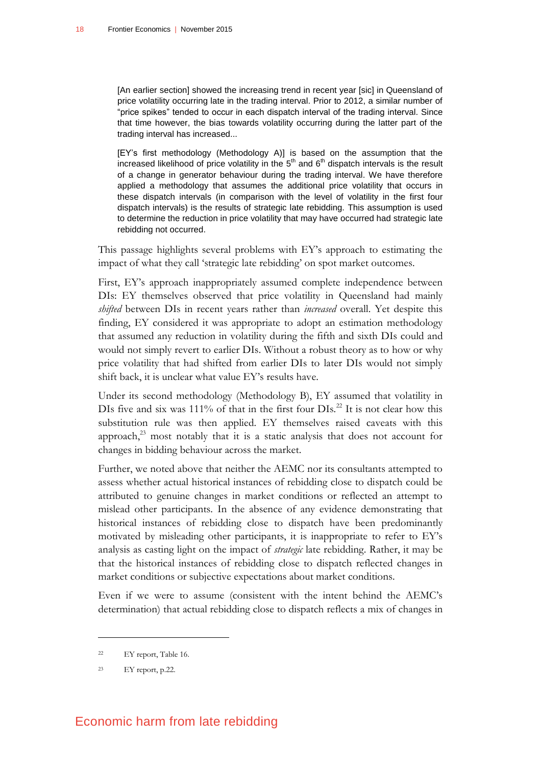> [An earlier section] showed the increasing trend in recent year [sic] in Queensland of price volatility occurring late in the trading interval. Prior to 2012, a similar number of "price spikes" tended to occur in each dispatch interval of the trading interval. Since that time however, the bias towards volatility occurring during the latter part of the trading interval has increased...
>
> [EY's first methodology (Methodology A)] is based on the assumption that the increased likelihood of price volatility in the 5th and 6th dispatch intervals is the result of a change in generator behaviour during the trading interval. We have therefore applied a methodology that assumes the additional price volatility that occurs in these dispatch intervals (in comparison with the level of volatility in the first four dispatch intervals) is the results of strategic late rebidding. This assumption is used to determine the reduction in price volatility that may have occurred had strategic late rebidding not occurred.

This passage highlights several problems with EY's approach to estimating the impact of what they call 'strategic late rebidding' on spot market outcomes.

First, EY's approach inappropriately assumed complete independence between DIs: EY themselves observed that price volatility in Queensland had mainly *shifted* between DIs in recent years rather than *increased* overall. Yet despite this finding, EY considered it was appropriate to adopt an estimation methodology that assumed any reduction in volatility during the fifth and sixth DIs could and would not simply revert to earlier DIs. Without a robust theory as to how or why price volatility that had shifted from earlier DIs to later DIs would not simply shift back, it is unclear what value EY's results have.

Under its second methodology (Methodology B), EY assumed that volatility in DIs five and six was 111% of that in the first four DIs.[22] It is not clear how this substitution rule was then applied. EY themselves raised caveats with this approach,[23] most notably that it is a static analysis that does not account for changes in bidding behaviour across the market.

Further, we noted above that neither the AEMC nor its consultants attempted to assess whether actual historical instances of rebidding close to dispatch could be attributed to genuine changes in market conditions or reflected an attempt to mislead other participants. In the absence of any evidence demonstrating that historical instances of rebidding close to dispatch have been predominantly motivated by misleading other participants, it is inappropriate to refer to EY's analysis as casting light on the impact of *strategic* late rebidding. Rather, it may be that the historical instances of rebidding close to dispatch reflected changes in market conditions or subjective expectations about market conditions.

Even if we were to assume (consistent with the intent behind the AEMC's determination) that actual rebidding close to dispatch reflects a mix of changes in

---

[22] EY report, Table 16.

[23] EY report, p.22.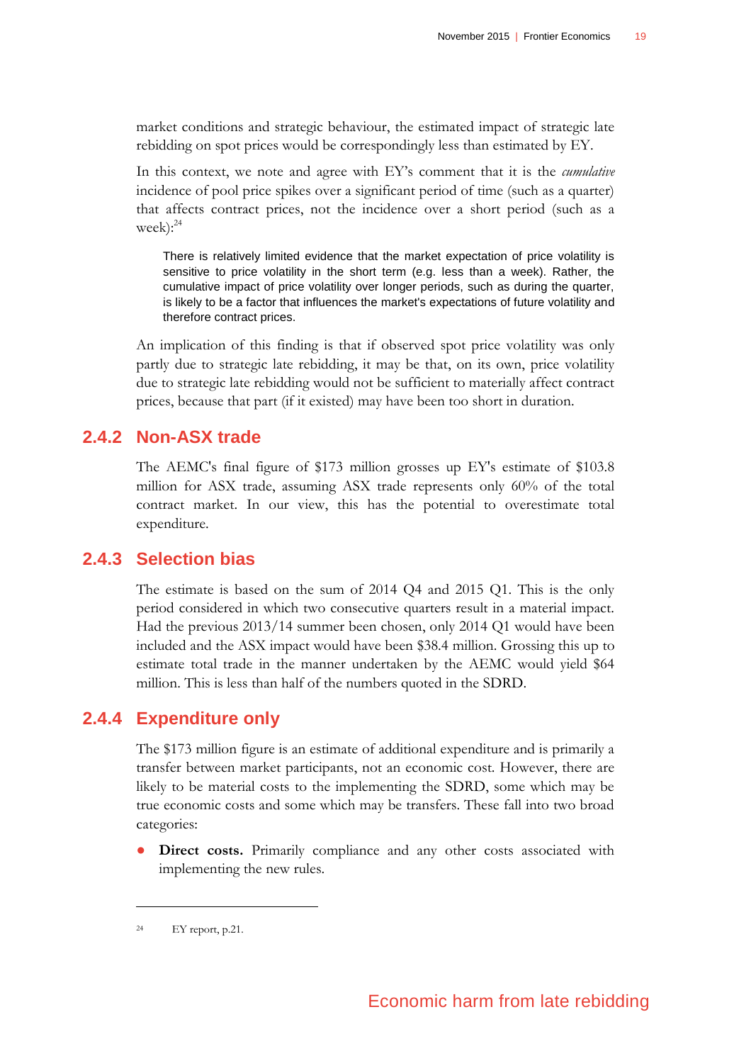market conditions and strategic behaviour, the estimated impact of strategic late rebidding on spot prices would be correspondingly less than estimated by EY.

In this context, we note and agree with EY's comment that it is the *cumulative* incidence of pool price spikes over a significant period of time (such as a quarter) that affects contract prices, not the incidence over a short period (such as a week):[24]

> There is relatively limited evidence that the market expectation of price volatility is sensitive to price volatility in the short term (e.g. less than a week). Rather, the cumulative impact of price volatility over longer periods, such as during the quarter, is likely to be a factor that influences the market's expectations of future volatility and therefore contract prices.

An implication of this finding is that if observed spot price volatility was only partly due to strategic late rebidding, it may be that, on its own, price volatility due to strategic late rebidding would not be sufficient to materially affect contract prices, because that part (if it existed) may have been too short in duration.

### 2.4.2 Non-ASX trade

The AEMC's final figure of $173 million grosses up EY's estimate of $103.8 million for ASX trade, assuming ASX trade represents only 60% of the total contract market. In our view, this has the potential to overestimate total expenditure.

### 2.4.3 Selection bias

The estimate is based on the sum of 2014 Q4 and 2015 Q1. This is the only period considered in which two consecutive quarters result in a material impact. Had the previous 2013/14 summer been chosen, only 2014 Q1 would have been included and the ASX impact would have been $38.4 million. Grossing this up to estimate total trade in the manner undertaken by the AEMC would yield $64 million. This is less than half of the numbers quoted in the SDRD.

### 2.4.4 Expenditure only

The $173 million figure is an estimate of additional expenditure and is primarily a transfer between market participants, not an economic cost. However, there are likely to be material costs to the implementing the SDRD, some which may be true economic costs and some which may be transfers. These fall into two broad categories:

- **Direct costs.** Primarily compliance and any other costs associated with implementing the new rules.

---

[24] EY report, p.21.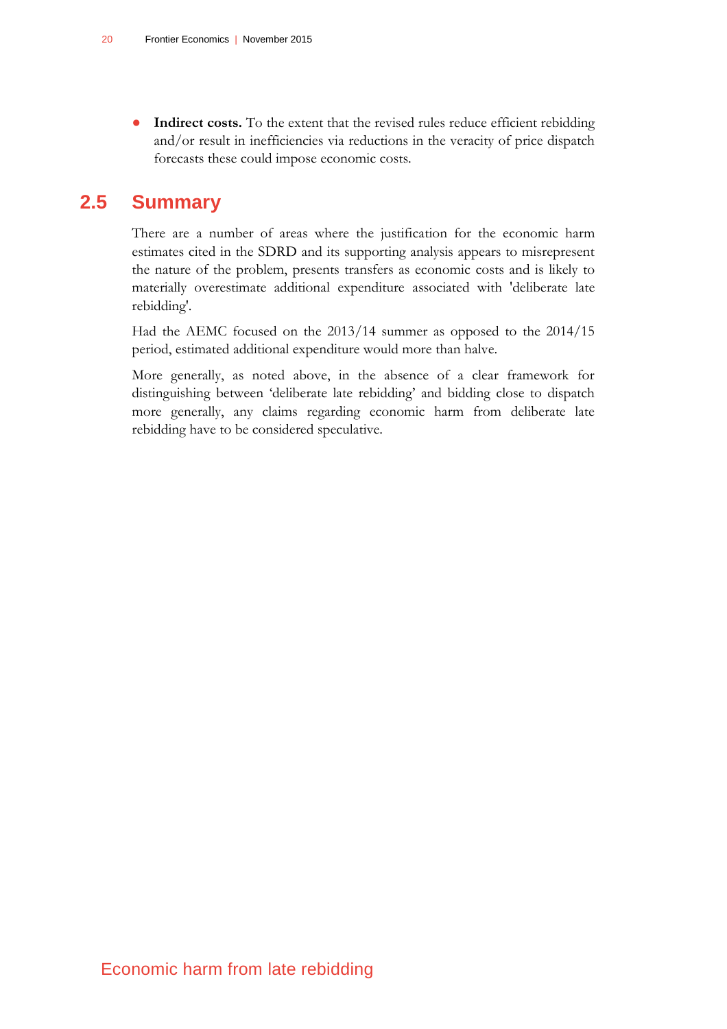- **Indirect costs.** To the extent that the revised rules reduce efficient rebidding and/or result in inefficiencies via reductions in the veracity of price dispatch forecasts these could impose economic costs.

## 2.5 Summary

There are a number of areas where the justification for the economic harm estimates cited in the SDRD and its supporting analysis appears to misrepresent the nature of the problem, presents transfers as economic costs and is likely to materially overestimate additional expenditure associated with 'deliberate late rebidding'.

Had the AEMC focused on the 2013/14 summer as opposed to the 2014/15 period, estimated additional expenditure would more than halve.

More generally, as noted above, in the absence of a clear framework for distinguishing between 'deliberate late rebidding' and bidding close to dispatch more generally, any claims regarding economic harm from deliberate late rebidding have to be considered speculative.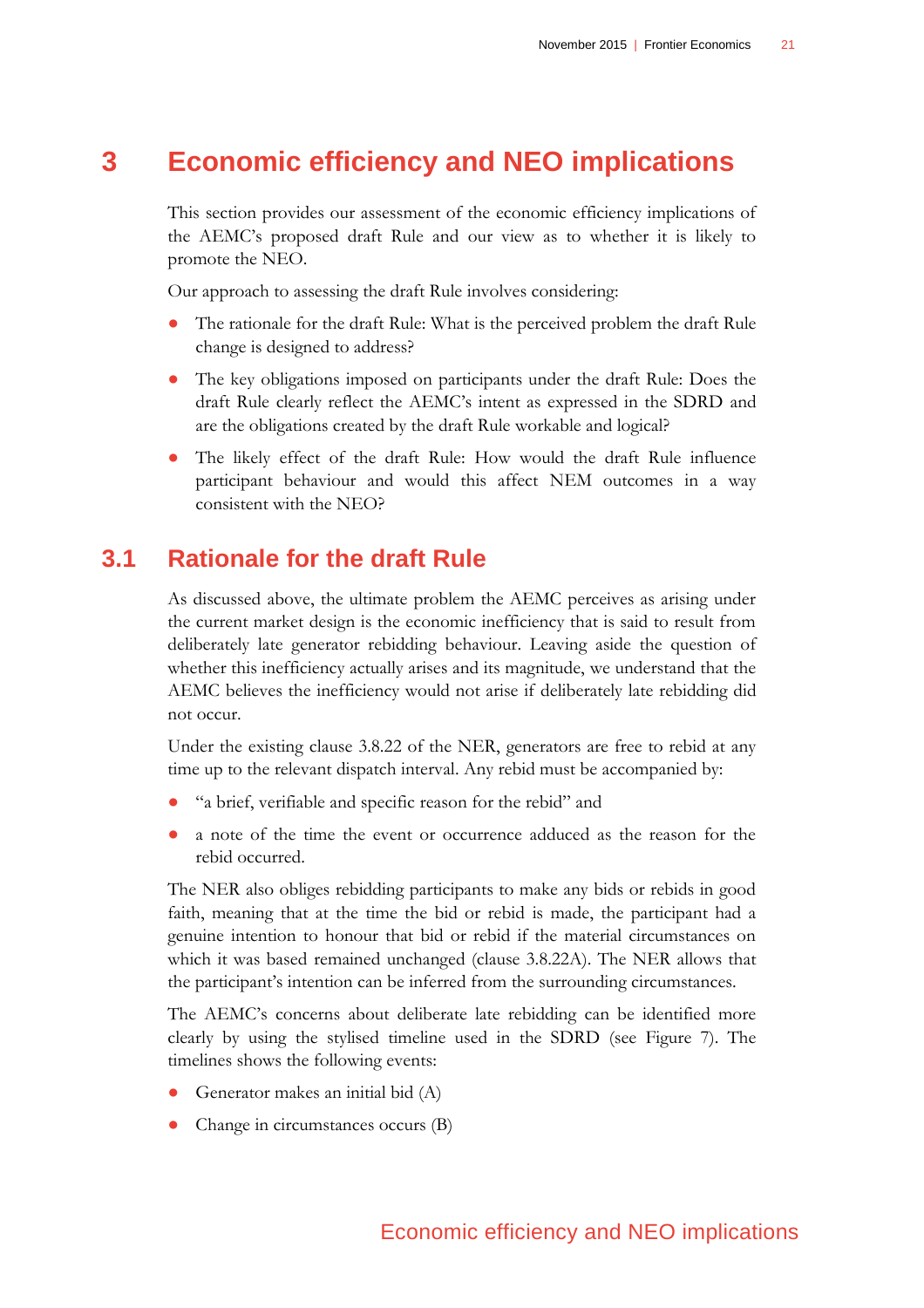# 3 Economic efficiency and NEO implications

This section provides our assessment of the economic efficiency implications of the AEMC's proposed draft Rule and our view as to whether it is likely to promote the NEO.

Our approach to assessing the draft Rule involves considering:

- The rationale for the draft Rule: What is the perceived problem the draft Rule change is designed to address?
- The key obligations imposed on participants under the draft Rule: Does the draft Rule clearly reflect the AEMC's intent as expressed in the SDRD and are the obligations created by the draft Rule workable and logical?
- The likely effect of the draft Rule: How would the draft Rule influence participant behaviour and would this affect NEM outcomes in a way consistent with the NEO?

## 3.1 Rationale for the draft Rule

As discussed above, the ultimate problem the AEMC perceives as arising under the current market design is the economic inefficiency that is said to result from deliberately late generator rebidding behaviour. Leaving aside the question of whether this inefficiency actually arises and its magnitude, we understand that the AEMC believes the inefficiency would not arise if deliberately late rebidding did not occur.

Under the existing clause 3.8.22 of the NER, generators are free to rebid at any time up to the relevant dispatch interval. Any rebid must be accompanied by:

- "a brief, verifiable and specific reason for the rebid" and
- a note of the time the event or occurrence adduced as the reason for the rebid occurred.

The NER also obliges rebidding participants to make any bids or rebids in good faith, meaning that at the time the bid or rebid is made, the participant had a genuine intention to honour that bid or rebid if the material circumstances on which it was based remained unchanged (clause 3.8.22A). The NER allows that the participant's intention can be inferred from the surrounding circumstances.

The AEMC's concerns about deliberate late rebidding can be identified more clearly by using the stylised timeline used in the SDRD (see Figure 7). The timelines shows the following events:

- Generator makes an initial bid (A)
- Change in circumstances occurs (B)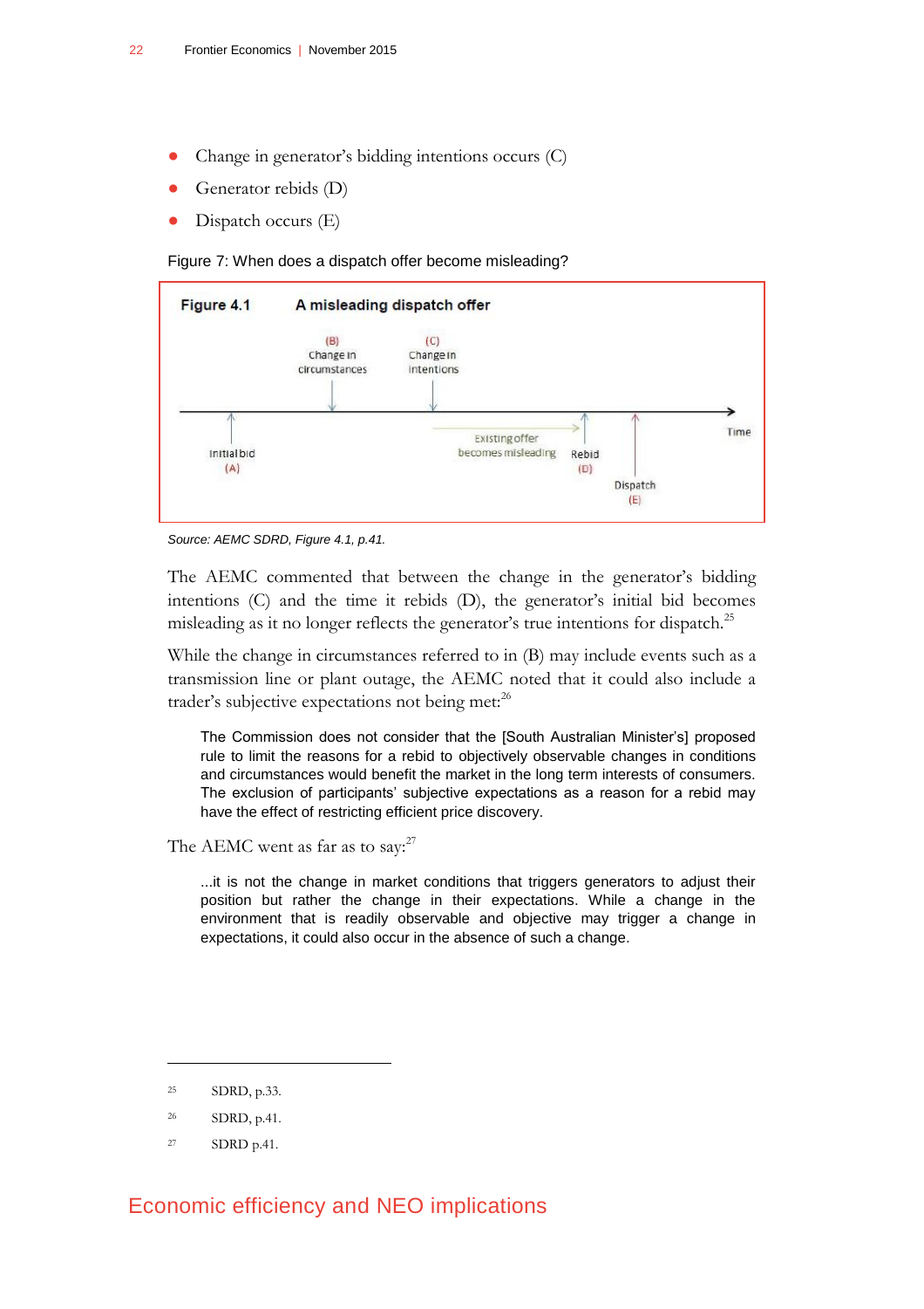- Change in generator's bidding intentions occurs (C)
- Generator rebids (D)
- Dispatch occurs (E)

Figure 7: When does a dispatch offer become misleading?

Figure 4.1 A misleading dispatch offer

(B) Change in circumstances

(C) Change in intentions

Time

Initial bid (A)

Existing offer becomes misleading

Rebid (D)

Dispatch (E)

*Source: AEMC SDRD, Figure 4.1, p.41.*

The AEMC commented that between the change in the generator's bidding intentions (C) and the time it rebids (D), the generator's initial bid becomes misleading as it no longer reflects the generator's true intentions for dispatch.[25]

While the change in circumstances referred to in (B) may include events such as a transmission line or plant outage, the AEMC noted that it could also include a trader's subjective expectations not being met:[26]

> The Commission does not consider that the [South Australian Minister's] proposed rule to limit the reasons for a rebid to objectively observable changes in conditions and circumstances would benefit the market in the long term interests of consumers. The exclusion of participants' subjective expectations as a reason for a rebid may have the effect of restricting efficient price discovery.

The AEMC went as far as to say:[27]

> ...it is not the change in market conditions that triggers generators to adjust their position but rather the change in their expectations. While a change in the environment that is readily observable and objective may trigger a change in expectations, it could also occur in the absence of such a change.

---

25 SDRD, p.33.

26 SDRD, p.41.

27 SDRD p.41.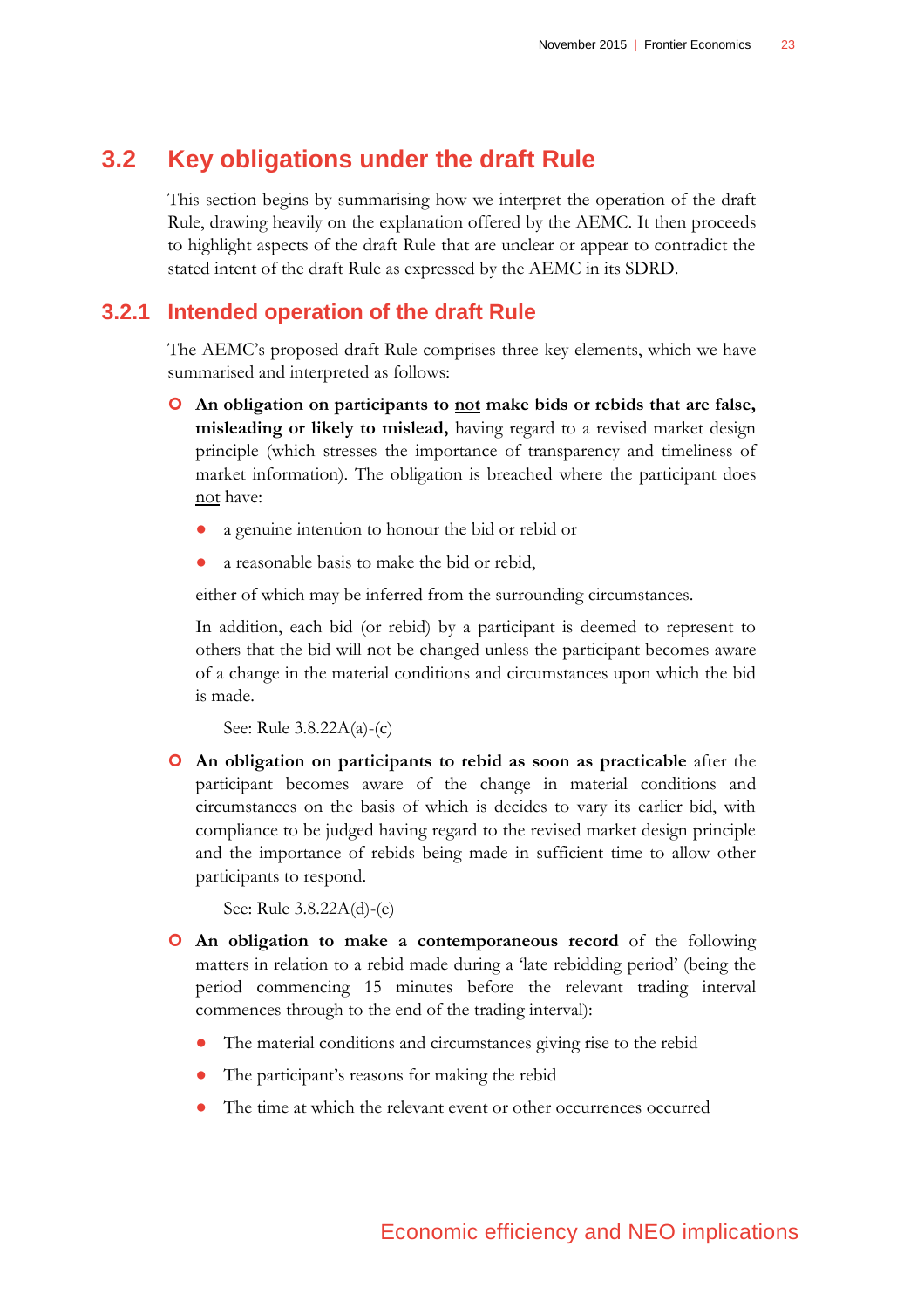## 3.2 Key obligations under the draft Rule

This section begins by summarising how we interpret the operation of the draft Rule, drawing heavily on the explanation offered by the AEMC. It then proceeds to highlight aspects of the draft Rule that are unclear or appear to contradict the stated intent of the draft Rule as expressed by the AEMC in its SDRD.

### 3.2.1 Intended operation of the draft Rule

The AEMC's proposed draft Rule comprises three key elements, which we have summarised and interpreted as follows:

- **An obligation on participants to <u>not</u> make bids or rebids that are false, misleading or likely to mislead,** having regard to a revised market design principle (which stresses the importance of transparency and timeliness of market information). The obligation is breached where the participant does <u>not</u> have:

  - a genuine intention to honour the bid or rebid or
  - a reasonable basis to make the bid or rebid,

  either of which may be inferred from the surrounding circumstances.

  In addition, each bid (or rebid) by a participant is deemed to represent to others that the bid will not be changed unless the participant becomes aware of a change in the material conditions and circumstances upon which the bid is made.

  See: Rule 3.8.22A(a)-(c)

- **An obligation on participants to rebid as soon as practicable** after the participant becomes aware of the change in material conditions and circumstances on the basis of which is decides to vary its earlier bid, with compliance to be judged having regard to the revised market design principle and the importance of rebids being made in sufficient time to allow other participants to respond.

  See: Rule 3.8.22A(d)-(e)

- **An obligation to make a contemporaneous record** of the following matters in relation to a rebid made during a 'late rebidding period' (being the period commencing 15 minutes before the relevant trading interval commences through to the end of the trading interval):

  - The material conditions and circumstances giving rise to the rebid
  - The participant's reasons for making the rebid
  - The time at which the relevant event or other occurrences occurred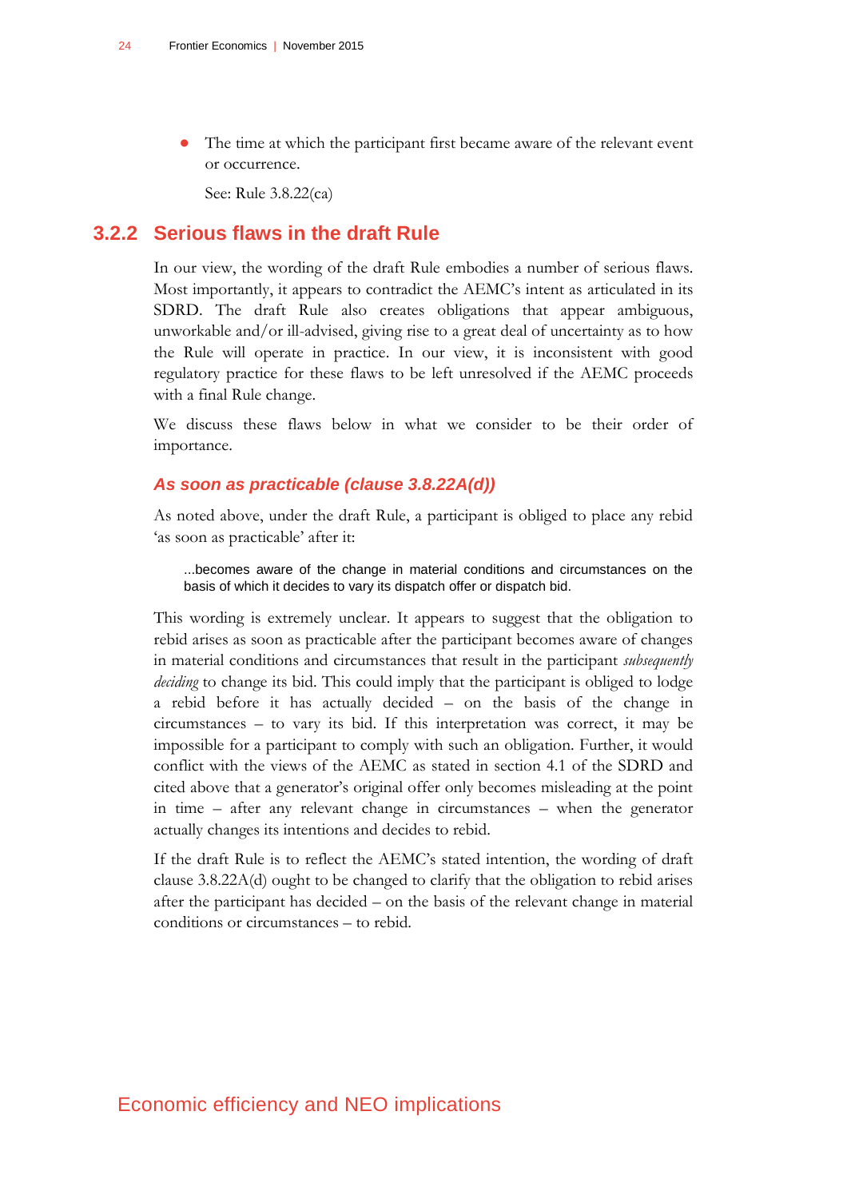- The time at which the participant first became aware of the relevant event or occurrence.

  See: Rule 3.8.22(ca)

### 3.2.2 Serious flaws in the draft Rule

In our view, the wording of the draft Rule embodies a number of serious flaws. Most importantly, it appears to contradict the AEMC's intent as articulated in its SDRD. The draft Rule also creates obligations that appear ambiguous, unworkable and/or ill-advised, giving rise to a great deal of uncertainty as to how the Rule will operate in practice. In our view, it is inconsistent with good regulatory practice for these flaws to be left unresolved if the AEMC proceeds with a final Rule change.

We discuss these flaws below in what we consider to be their order of importance.

#### *As soon as practicable (clause 3.8.22A(d))*

As noted above, under the draft Rule, a participant is obliged to place any rebid 'as soon as practicable' after it:

> ...becomes aware of the change in material conditions and circumstances on the basis of which it decides to vary its dispatch offer or dispatch bid.

This wording is extremely unclear. It appears to suggest that the obligation to rebid arises as soon as practicable after the participant becomes aware of changes in material conditions and circumstances that result in the participant *subsequently deciding* to change its bid. This could imply that the participant is obliged to lodge a rebid before it has actually decided – on the basis of the change in circumstances – to vary its bid. If this interpretation was correct, it may be impossible for a participant to comply with such an obligation. Further, it would conflict with the views of the AEMC as stated in section 4.1 of the SDRD and cited above that a generator's original offer only becomes misleading at the point in time – after any relevant change in circumstances – when the generator actually changes its intentions and decides to rebid.

If the draft Rule is to reflect the AEMC's stated intention, the wording of draft clause 3.8.22A(d) ought to be changed to clarify that the obligation to rebid arises after the participant has decided – on the basis of the relevant change in material conditions or circumstances – to rebid.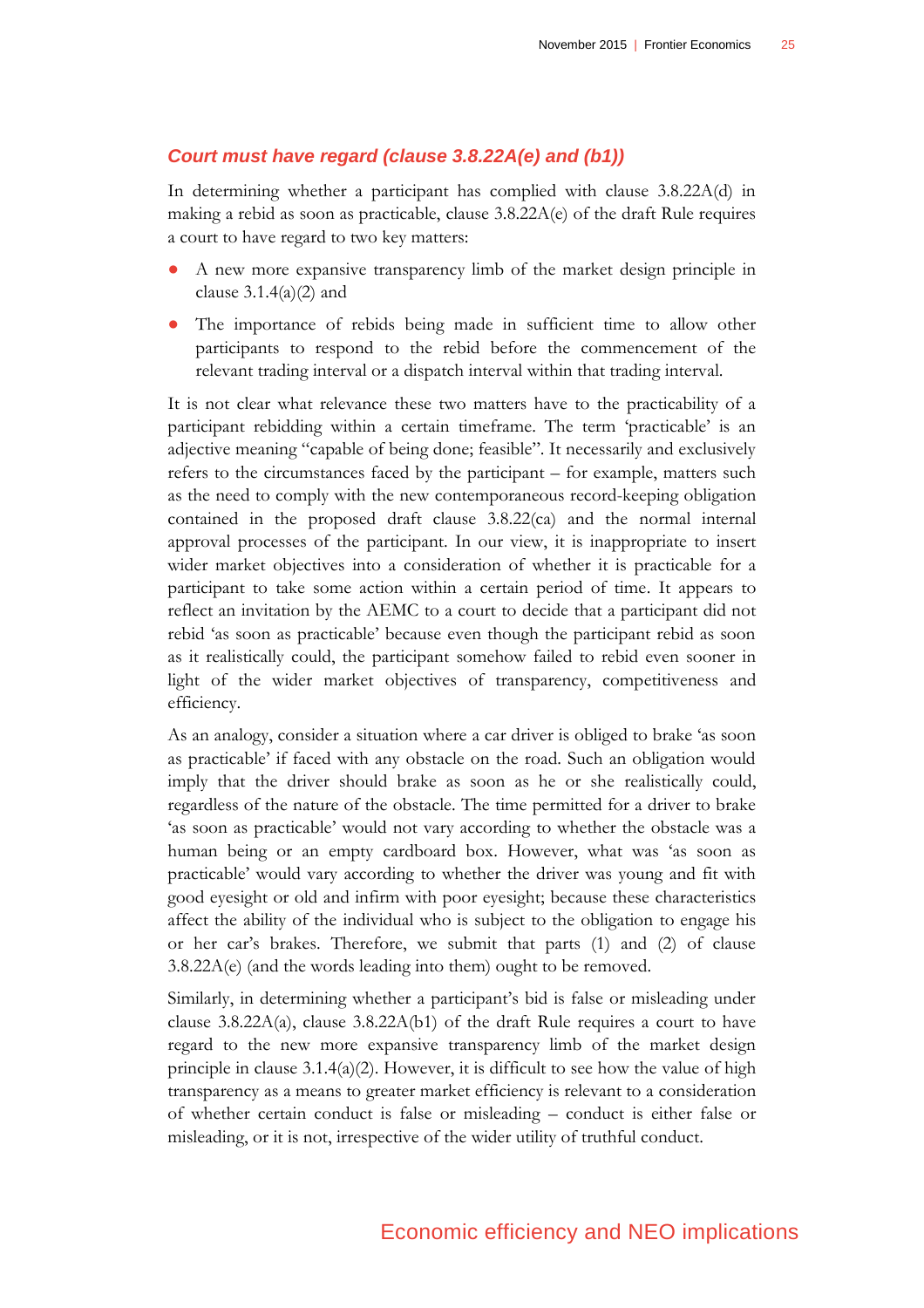### *Court must have regard (clause 3.8.22A(e) and (b1))*

In determining whether a participant has complied with clause 3.8.22A(d) in making a rebid as soon as practicable, clause 3.8.22A(e) of the draft Rule requires a court to have regard to two key matters:

- A new more expansive transparency limb of the market design principle in clause 3.1.4(a)(2) and
- The importance of rebids being made in sufficient time to allow other participants to respond to the rebid before the commencement of the relevant trading interval or a dispatch interval within that trading interval.

It is not clear what relevance these two matters have to the practicability of a participant rebidding within a certain timeframe. The term 'practicable' is an adjective meaning "capable of being done; feasible". It necessarily and exclusively refers to the circumstances faced by the participant – for example, matters such as the need to comply with the new contemporaneous record-keeping obligation contained in the proposed draft clause 3.8.22(ca) and the normal internal approval processes of the participant. In our view, it is inappropriate to insert wider market objectives into a consideration of whether it is practicable for a participant to take some action within a certain period of time. It appears to reflect an invitation by the AEMC to a court to decide that a participant did not rebid 'as soon as practicable' because even though the participant rebid as soon as it realistically could, the participant somehow failed to rebid even sooner in light of the wider market objectives of transparency, competitiveness and efficiency.

As an analogy, consider a situation where a car driver is obliged to brake 'as soon as practicable' if faced with any obstacle on the road. Such an obligation would imply that the driver should brake as soon as he or she realistically could, regardless of the nature of the obstacle. The time permitted for a driver to brake 'as soon as practicable' would not vary according to whether the obstacle was a human being or an empty cardboard box. However, what was 'as soon as practicable' would vary according to whether the driver was young and fit with good eyesight or old and infirm with poor eyesight; because these characteristics affect the ability of the individual who is subject to the obligation to engage his or her car's brakes. Therefore, we submit that parts (1) and (2) of clause 3.8.22A(e) (and the words leading into them) ought to be removed.

Similarly, in determining whether a participant's bid is false or misleading under clause 3.8.22A(a), clause 3.8.22A(b1) of the draft Rule requires a court to have regard to the new more expansive transparency limb of the market design principle in clause 3.1.4(a)(2). However, it is difficult to see how the value of high transparency as a means to greater market efficiency is relevant to a consideration of whether certain conduct is false or misleading – conduct is either false or misleading, or it is not, irrespective of the wider utility of truthful conduct.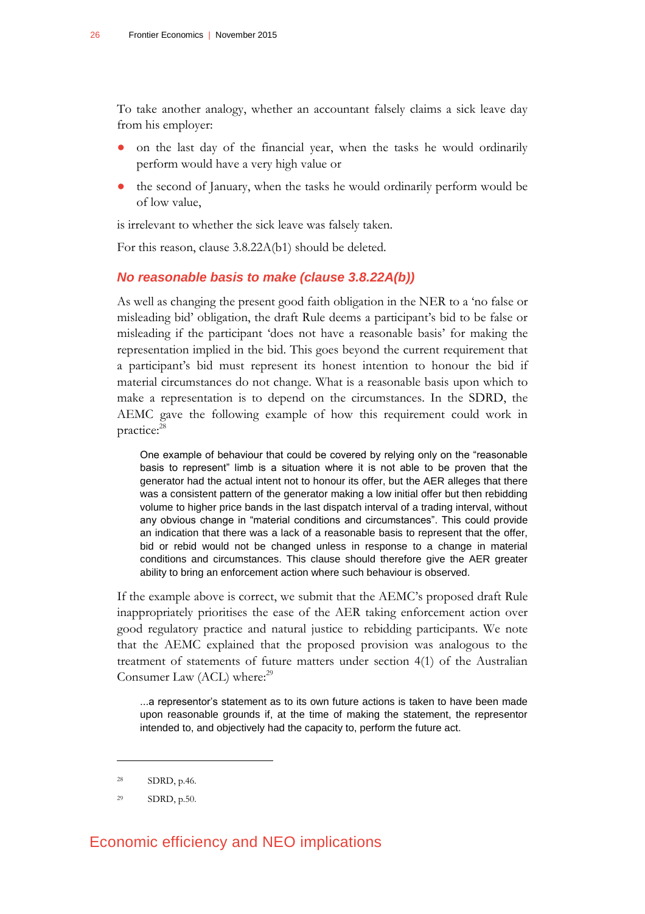To take another analogy, whether an accountant falsely claims a sick leave day from his employer:

- on the last day of the financial year, when the tasks he would ordinarily perform would have a very high value or
- the second of January, when the tasks he would ordinarily perform would be of low value,

is irrelevant to whether the sick leave was falsely taken.

For this reason, clause 3.8.22A(b1) should be deleted.

### *No reasonable basis to make (clause 3.8.22A(b))*

As well as changing the present good faith obligation in the NER to a 'no false or misleading bid' obligation, the draft Rule deems a participant's bid to be false or misleading if the participant 'does not have a reasonable basis' for making the representation implied in the bid. This goes beyond the current requirement that a participant's bid must represent its honest intention to honour the bid if material circumstances do not change. What is a reasonable basis upon which to make a representation is to depend on the circumstances. In the SDRD, the AEMC gave the following example of how this requirement could work in practice:[28]

> One example of behaviour that could be covered by relying only on the "reasonable basis to represent" limb is a situation where it is not able to be proven that the generator had the actual intent not to honour its offer, but the AER alleges that there was a consistent pattern of the generator making a low initial offer but then rebidding volume to higher price bands in the last dispatch interval of a trading interval, without any obvious change in "material conditions and circumstances". This could provide an indication that there was a lack of a reasonable basis to represent that the offer, bid or rebid would not be changed unless in response to a change in material conditions and circumstances. This clause should therefore give the AER greater ability to bring an enforcement action where such behaviour is observed.

If the example above is correct, we submit that the AEMC's proposed draft Rule inappropriately prioritises the ease of the AER taking enforcement action over good regulatory practice and natural justice to rebidding participants. We note that the AEMC explained that the proposed provision was analogous to the treatment of statements of future matters under section 4(1) of the Australian Consumer Law (ACL) where:[29]

> ...a representor's statement as to its own future actions is taken to have been made upon reasonable grounds if, at the time of making the statement, the representor intended to, and objectively had the capacity to, perform the future act.

---

[28] SDRD, p.46.

[29] SDRD, p.50.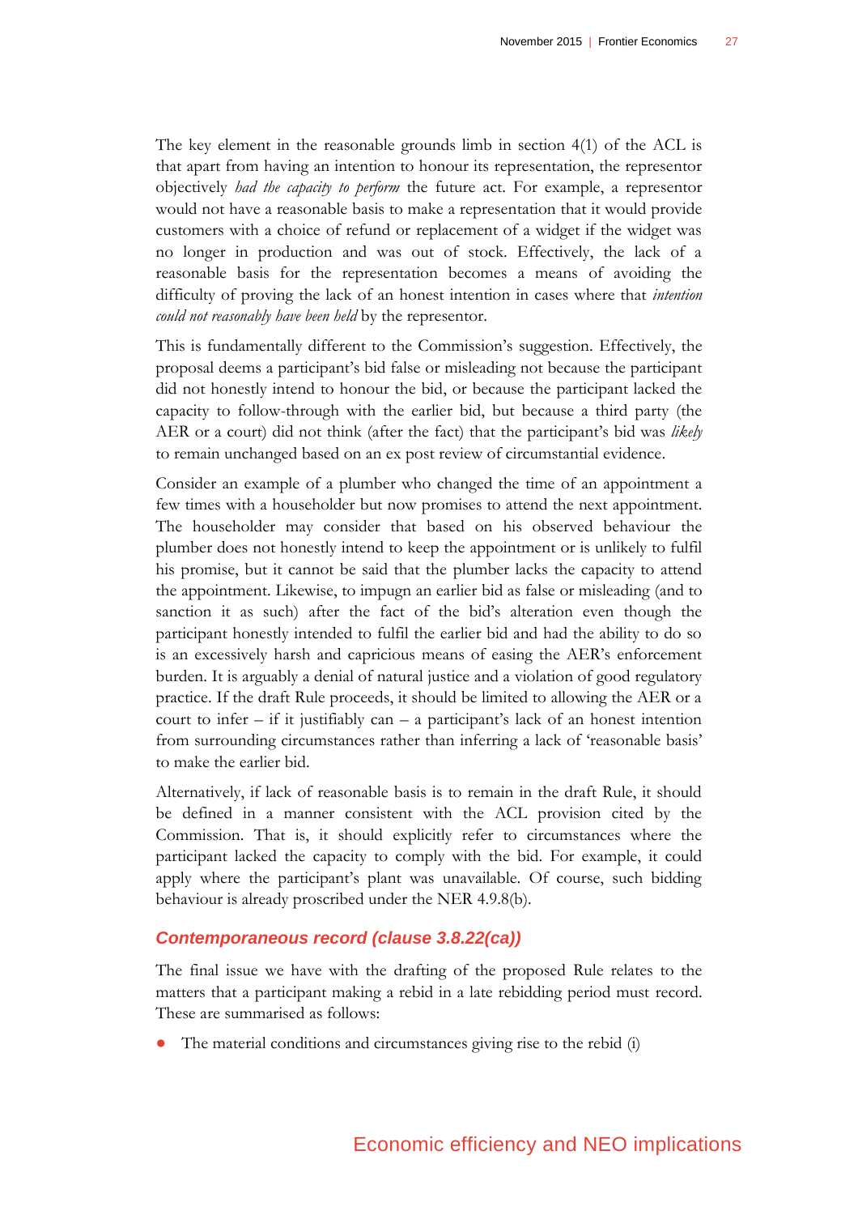The key element in the reasonable grounds limb in section 4(1) of the ACL is that apart from having an intention to honour its representation, the representor objectively *had the capacity to perform* the future act. For example, a representor would not have a reasonable basis to make a representation that it would provide customers with a choice of refund or replacement of a widget if the widget was no longer in production and was out of stock. Effectively, the lack of a reasonable basis for the representation becomes a means of avoiding the difficulty of proving the lack of an honest intention in cases where that *intention could not reasonably have been held* by the representor.

This is fundamentally different to the Commission's suggestion. Effectively, the proposal deems a participant's bid false or misleading not because the participant did not honestly intend to honour the bid, or because the participant lacked the capacity to follow-through with the earlier bid, but because a third party (the AER or a court) did not think (after the fact) that the participant's bid was *likely* to remain unchanged based on an ex post review of circumstantial evidence.

Consider an example of a plumber who changed the time of an appointment a few times with a householder but now promises to attend the next appointment. The householder may consider that based on his observed behaviour the plumber does not honestly intend to keep the appointment or is unlikely to fulfil his promise, but it cannot be said that the plumber lacks the capacity to attend the appointment. Likewise, to impugn an earlier bid as false or misleading (and to sanction it as such) after the fact of the bid's alteration even though the participant honestly intended to fulfil the earlier bid and had the ability to do so is an excessively harsh and capricious means of easing the AER's enforcement burden. It is arguably a denial of natural justice and a violation of good regulatory practice. If the draft Rule proceeds, it should be limited to allowing the AER or a court to infer – if it justifiably can – a participant's lack of an honest intention from surrounding circumstances rather than inferring a lack of 'reasonable basis' to make the earlier bid.

Alternatively, if lack of reasonable basis is to remain in the draft Rule, it should be defined in a manner consistent with the ACL provision cited by the Commission. That is, it should explicitly refer to circumstances where the participant lacked the capacity to comply with the bid. For example, it could apply where the participant's plant was unavailable. Of course, such bidding behaviour is already proscribed under the NER 4.9.8(b).

### *Contemporaneous record (clause 3.8.22(ca))*

The final issue we have with the drafting of the proposed Rule relates to the matters that a participant making a rebid in a late rebidding period must record. These are summarised as follows:

- The material conditions and circumstances giving rise to the rebid (i)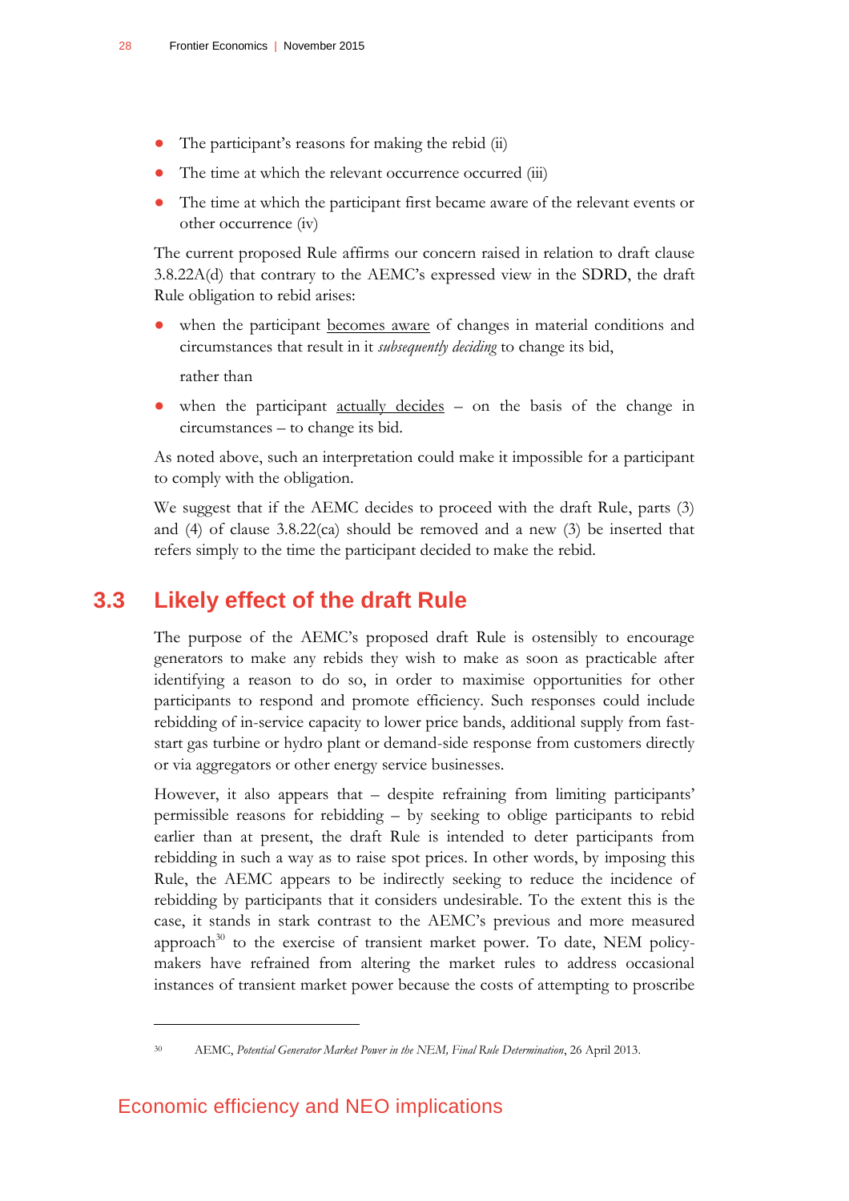- The participant's reasons for making the rebid (ii)
- The time at which the relevant occurrence occurred (iii)
- The time at which the participant first became aware of the relevant events or other occurrence (iv)

The current proposed Rule affirms our concern raised in relation to draft clause 3.8.22A(d) that contrary to the AEMC's expressed view in the SDRD, the draft Rule obligation to rebid arises:

- when the participant <u>becomes aware</u> of changes in material conditions and circumstances that result in it *subsequently deciding* to change its bid,

  rather than

- when the participant <u>actually decides</u> – on the basis of the change in circumstances – to change its bid.

As noted above, such an interpretation could make it impossible for a participant to comply with the obligation.

We suggest that if the AEMC decides to proceed with the draft Rule, parts (3) and (4) of clause 3.8.22(ca) should be removed and a new (3) be inserted that refers simply to the time the participant decided to make the rebid.

## 3.3 Likely effect of the draft Rule

The purpose of the AEMC's proposed draft Rule is ostensibly to encourage generators to make any rebids they wish to make as soon as practicable after identifying a reason to do so, in order to maximise opportunities for other participants to respond and promote efficiency. Such responses could include rebidding of in-service capacity to lower price bands, additional supply from fast-start gas turbine or hydro plant or demand-side response from customers directly or via aggregators or other energy service businesses.

However, it also appears that – despite refraining from limiting participants' permissible reasons for rebidding – by seeking to oblige participants to rebid earlier than at present, the draft Rule is intended to deter participants from rebidding in such a way as to raise spot prices. In other words, by imposing this Rule, the AEMC appears to be indirectly seeking to reduce the incidence of rebidding by participants that it considers undesirable. To the extent this is the case, it stands in stark contrast to the AEMC's previous and more measured approach[30] to the exercise of transient market power. To date, NEM policy-makers have refrained from altering the market rules to address occasional instances of transient market power because the costs of attempting to proscribe

[30] AEMC, *Potential Generator Market Power in the NEM, Final Rule Determination*, 26 April 2013.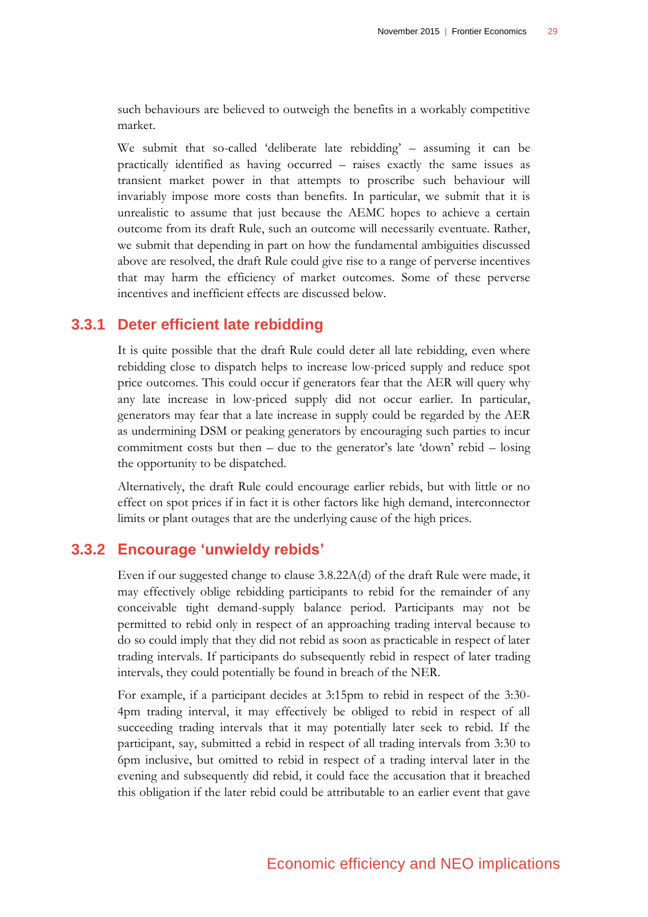such behaviours are believed to outweigh the benefits in a workably competitive market.

We submit that so-called 'deliberate late rebidding' – assuming it can be practically identified as having occurred – raises exactly the same issues as transient market power in that attempts to proscribe such behaviour will invariably impose more costs than benefits. In particular, we submit that it is unrealistic to assume that just because the AEMC hopes to achieve a certain outcome from its draft Rule, such an outcome will necessarily eventuate. Rather, we submit that depending in part on how the fundamental ambiguities discussed above are resolved, the draft Rule could give rise to a range of perverse incentives that may harm the efficiency of market outcomes. Some of these perverse incentives and inefficient effects are discussed below.

### 3.3.1 Deter efficient late rebidding

It is quite possible that the draft Rule could deter all late rebidding, even where rebidding close to dispatch helps to increase low-priced supply and reduce spot price outcomes. This could occur if generators fear that the AER will query why any late increase in low-priced supply did not occur earlier. In particular, generators may fear that a late increase in supply could be regarded by the AER as undermining DSM or peaking generators by encouraging such parties to incur commitment costs but then – due to the generator's late 'down' rebid – losing the opportunity to be dispatched.

Alternatively, the draft Rule could encourage earlier rebids, but with little or no effect on spot prices if in fact it is other factors like high demand, interconnector limits or plant outages that are the underlying cause of the high prices.

### 3.3.2 Encourage 'unwieldy rebids'

Even if our suggested change to clause 3.8.22A(d) of the draft Rule were made, it may effectively oblige rebidding participants to rebid for the remainder of any conceivable tight demand-supply balance period. Participants may not be permitted to rebid only in respect of an approaching trading interval because to do so could imply that they did not rebid as soon as practicable in respect of later trading intervals. If participants do subsequently rebid in respect of later trading intervals, they could potentially be found in breach of the NER.

For example, if a participant decides at 3:15pm to rebid in respect of the 3:30-4pm trading interval, it may effectively be obliged to rebid in respect of all succeeding trading intervals that it may potentially later seek to rebid. If the participant, say, submitted a rebid in respect of all trading intervals from 3:30 to 6pm inclusive, but omitted to rebid in respect of a trading interval later in the evening and subsequently did rebid, it could face the accusation that it breached this obligation if the later rebid could be attributable to an earlier event that gave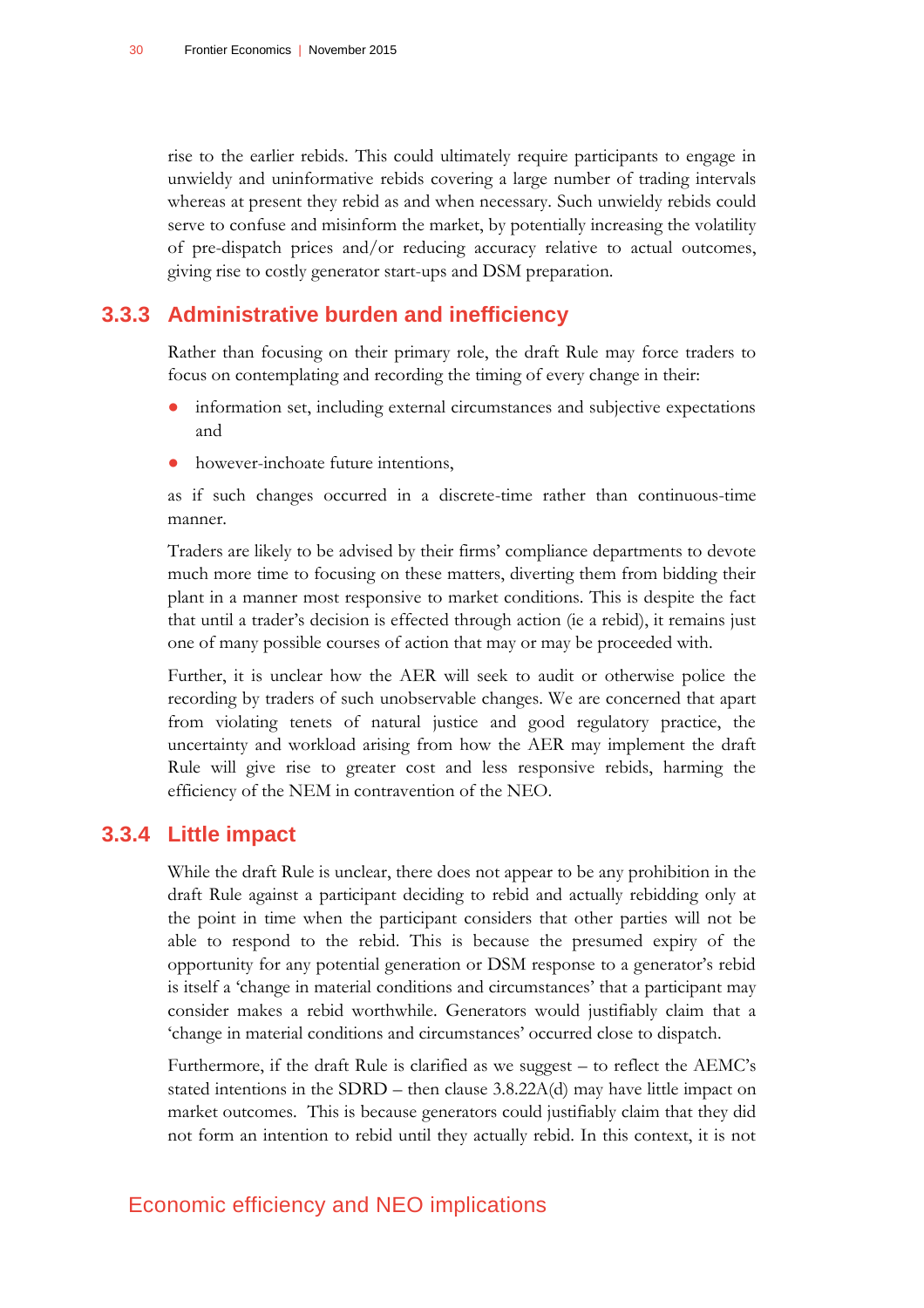rise to the earlier rebids. This could ultimately require participants to engage in unwieldy and uninformative rebids covering a large number of trading intervals whereas at present they rebid as and when necessary. Such unwieldy rebids could serve to confuse and misinform the market, by potentially increasing the volatility of pre-dispatch prices and/or reducing accuracy relative to actual outcomes, giving rise to costly generator start-ups and DSM preparation.

### 3.3.3 Administrative burden and inefficiency

Rather than focusing on their primary role, the draft Rule may force traders to focus on contemplating and recording the timing of every change in their:

- information set, including external circumstances and subjective expectations and
- however-inchoate future intentions,

as if such changes occurred in a discrete-time rather than continuous-time manner.

Traders are likely to be advised by their firms' compliance departments to devote much more time to focusing on these matters, diverting them from bidding their plant in a manner most responsive to market conditions. This is despite the fact that until a trader's decision is effected through action (ie a rebid), it remains just one of many possible courses of action that may or may be proceeded with.

Further, it is unclear how the AER will seek to audit or otherwise police the recording by traders of such unobservable changes. We are concerned that apart from violating tenets of natural justice and good regulatory practice, the uncertainty and workload arising from how the AER may implement the draft Rule will give rise to greater cost and less responsive rebids, harming the efficiency of the NEM in contravention of the NEO.

### 3.3.4 Little impact

While the draft Rule is unclear, there does not appear to be any prohibition in the draft Rule against a participant deciding to rebid and actually rebidding only at the point in time when the participant considers that other parties will not be able to respond to the rebid. This is because the presumed expiry of the opportunity for any potential generation or DSM response to a generator's rebid is itself a 'change in material conditions and circumstances' that a participant may consider makes a rebid worthwhile. Generators would justifiably claim that a 'change in material conditions and circumstances' occurred close to dispatch.

Furthermore, if the draft Rule is clarified as we suggest – to reflect the AEMC's stated intentions in the SDRD – then clause 3.8.22A(d) may have little impact on market outcomes. This is because generators could justifiably claim that they did not form an intention to rebid until they actually rebid. In this context, it is not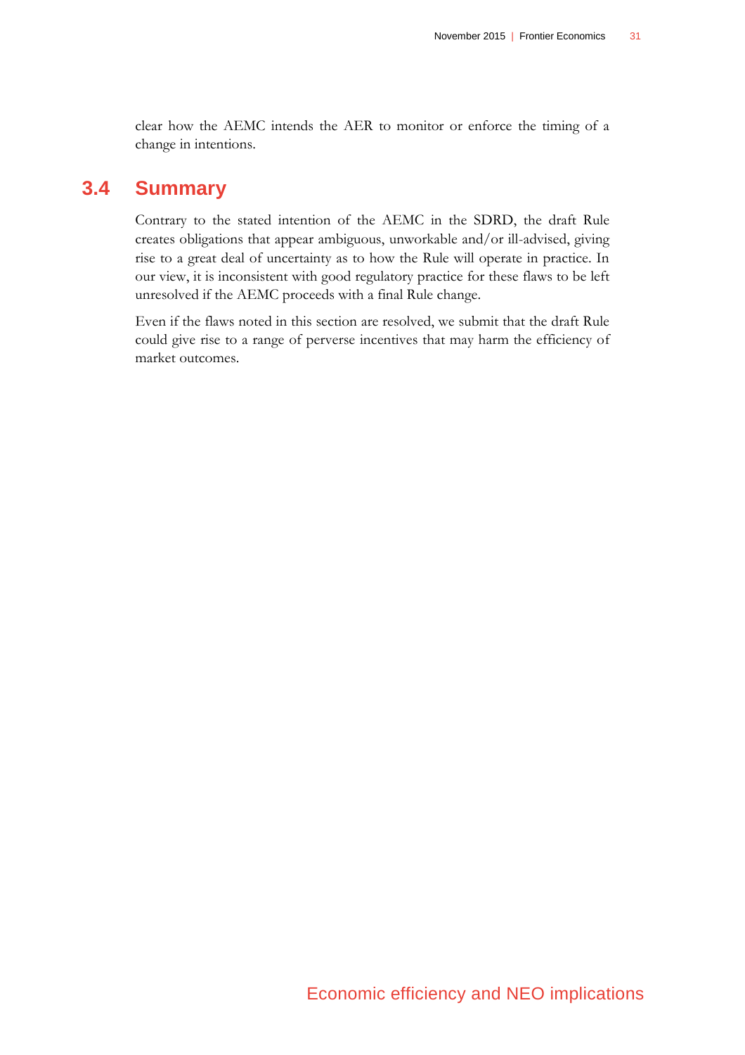clear how the AEMC intends the AER to monitor or enforce the timing of a change in intentions.

## 3.4 Summary

Contrary to the stated intention of the AEMC in the SDRD, the draft Rule creates obligations that appear ambiguous, unworkable and/or ill-advised, giving rise to a great deal of uncertainty as to how the Rule will operate in practice. In our view, it is inconsistent with good regulatory practice for these flaws to be left unresolved if the AEMC proceeds with a final Rule change.

Even if the flaws noted in this section are resolved, we submit that the draft Rule could give rise to a range of perverse incentives that may harm the efficiency of market outcomes.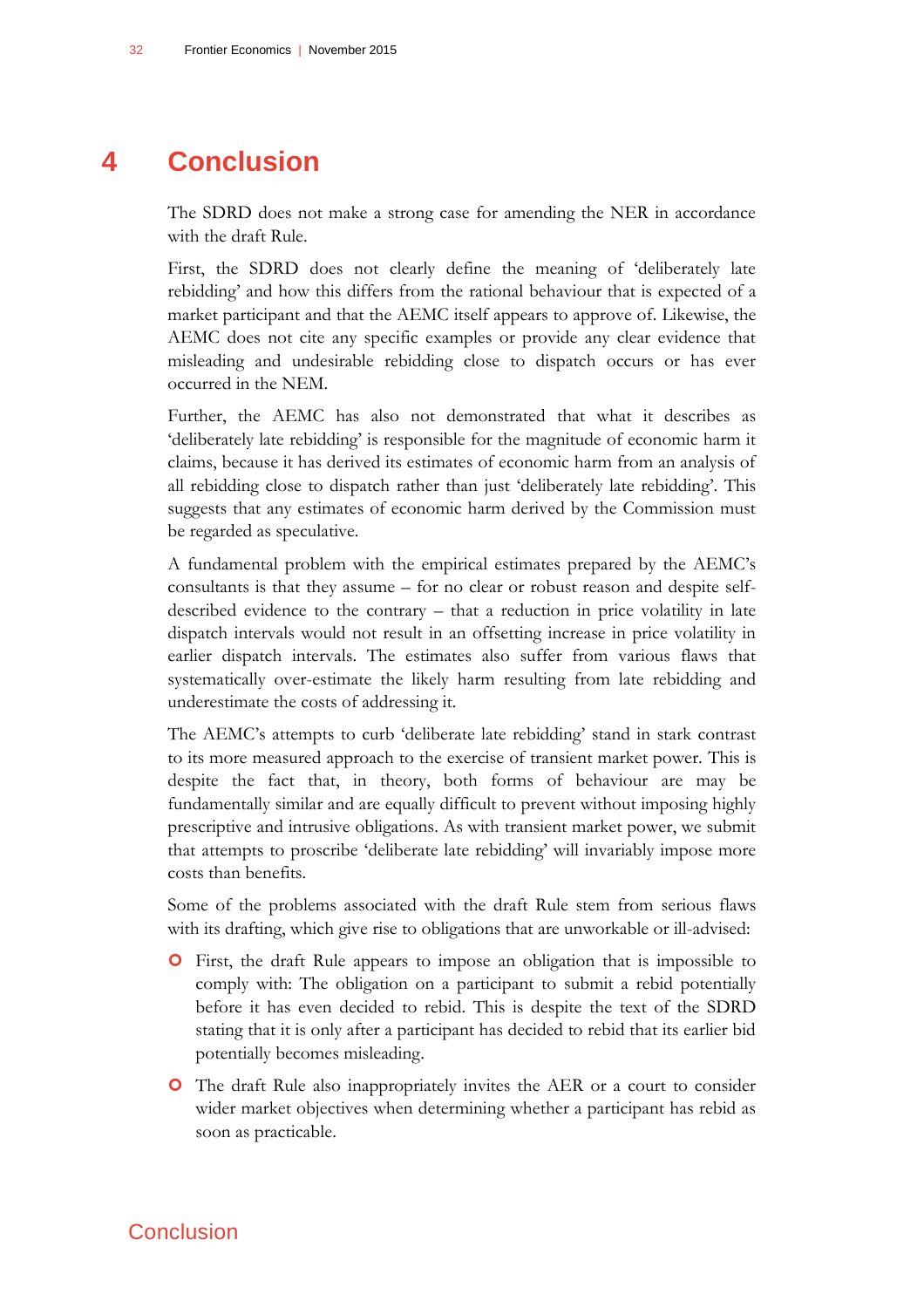# 4 Conclusion

The SDRD does not make a strong case for amending the NER in accordance with the draft Rule.

First, the SDRD does not clearly define the meaning of 'deliberately late rebidding' and how this differs from the rational behaviour that is expected of a market participant and that the AEMC itself appears to approve of. Likewise, the AEMC does not cite any specific examples or provide any clear evidence that misleading and undesirable rebidding close to dispatch occurs or has ever occurred in the NEM.

Further, the AEMC has also not demonstrated that what it describes as 'deliberately late rebidding' is responsible for the magnitude of economic harm it claims, because it has derived its estimates of economic harm from an analysis of all rebidding close to dispatch rather than just 'deliberately late rebidding'. This suggests that any estimates of economic harm derived by the Commission must be regarded as speculative.

A fundamental problem with the empirical estimates prepared by the AEMC's consultants is that they assume – for no clear or robust reason and despite self-described evidence to the contrary – that a reduction in price volatility in late dispatch intervals would not result in an offsetting increase in price volatility in earlier dispatch intervals. The estimates also suffer from various flaws that systematically over-estimate the likely harm resulting from late rebidding and underestimate the costs of addressing it.

The AEMC's attempts to curb 'deliberate late rebidding' stand in stark contrast to its more measured approach to the exercise of transient market power. This is despite the fact that, in theory, both forms of behaviour are may be fundamentally similar and are equally difficult to prevent without imposing highly prescriptive and intrusive obligations. As with transient market power, we submit that attempts to proscribe 'deliberate late rebidding' will invariably impose more costs than benefits.

Some of the problems associated with the draft Rule stem from serious flaws with its drafting, which give rise to obligations that are unworkable or ill-advised:

- First, the draft Rule appears to impose an obligation that is impossible to comply with: The obligation on a participant to submit a rebid potentially before it has even decided to rebid. This is despite the text of the SDRD stating that it is only after a participant has decided to rebid that its earlier bid potentially becomes misleading.
- The draft Rule also inappropriately invites the AER or a court to consider wider market objectives when determining whether a participant has rebid as soon as practicable.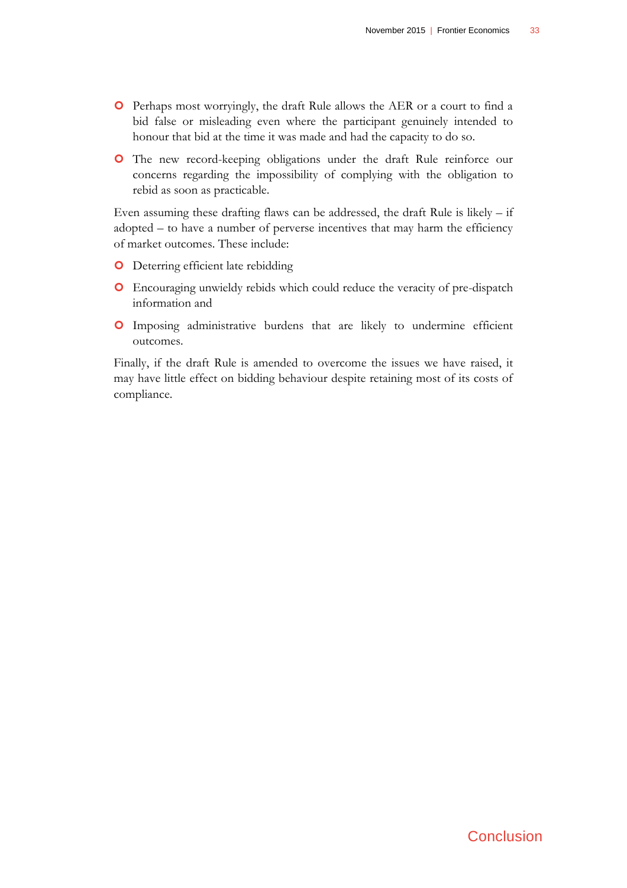- Perhaps most worryingly, the draft Rule allows the AER or a court to find a bid false or misleading even where the participant genuinely intended to honour that bid at the time it was made and had the capacity to do so.
- The new record-keeping obligations under the draft Rule reinforce our concerns regarding the impossibility of complying with the obligation to rebid as soon as practicable.

Even assuming these drafting flaws can be addressed, the draft Rule is likely – if adopted – to have a number of perverse incentives that may harm the efficiency of market outcomes. These include:

- Deterring efficient late rebidding
- Encouraging unwieldy rebids which could reduce the veracity of pre-dispatch information and
- Imposing administrative burdens that are likely to undermine efficient outcomes.

Finally, if the draft Rule is amended to overcome the issues we have raised, it may have little effect on bidding behaviour despite retaining most of its costs of compliance.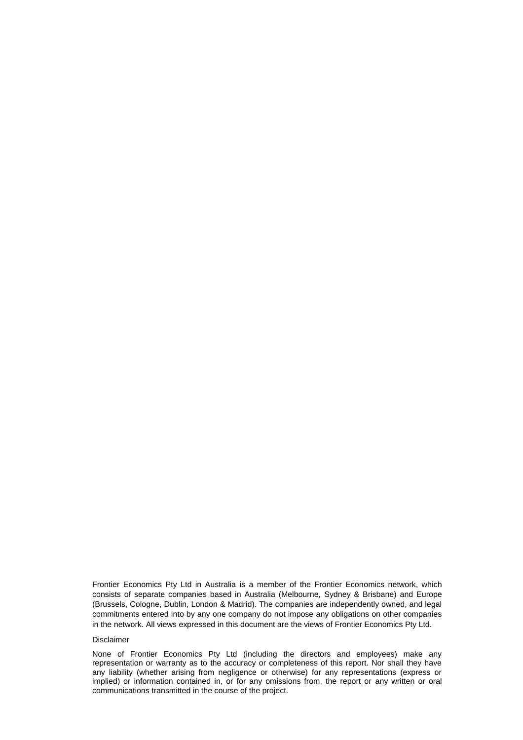Frontier Economics Pty Ltd in Australia is a member of the Frontier Economics network, which consists of separate companies based in Australia (Melbourne, Sydney & Brisbane) and Europe (Brussels, Cologne, Dublin, London & Madrid). The companies are independently owned, and legal commitments entered into by any one company do not impose any obligations on other companies in the network. All views expressed in this document are the views of Frontier Economics Pty Ltd.

Disclaimer

None of Frontier Economics Pty Ltd (including the directors and employees) make any representation or warranty as to the accuracy or completeness of this report. Nor shall they have any liability (whether arising from negligence or otherwise) for any representations (express or implied) or information contained in, or for any omissions from, the report or any written or oral communications transmitted in the course of the project.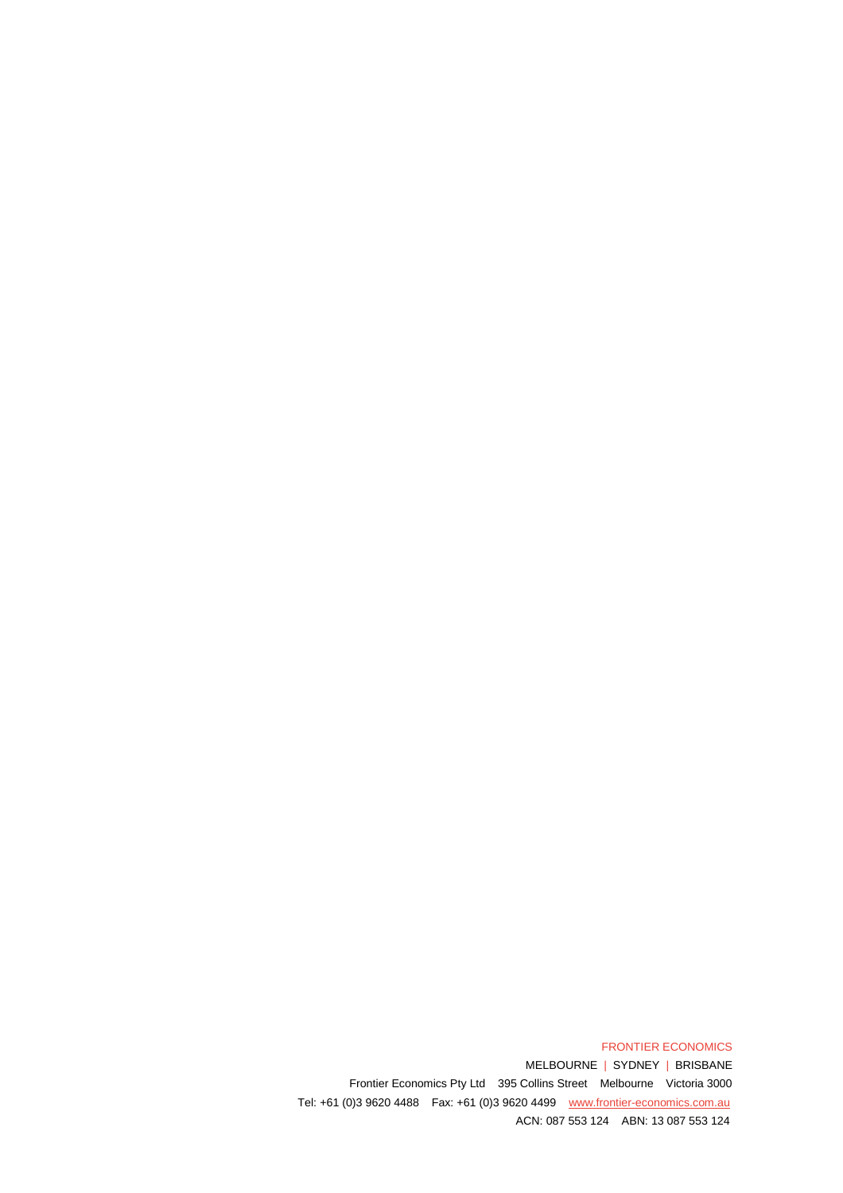FRONTIER ECONOMICS

MELBOURNE | SYDNEY | BRISBANE

Frontier Economics Pty Ltd 395 Collins Street Melbourne Victoria 3000

Tel: +61 (0)3 9620 4488 Fax: +61 (0)3 9620 4499 www.frontier-economics.com.au

ACN: 087 553 124 ABN: 13 087 553 124